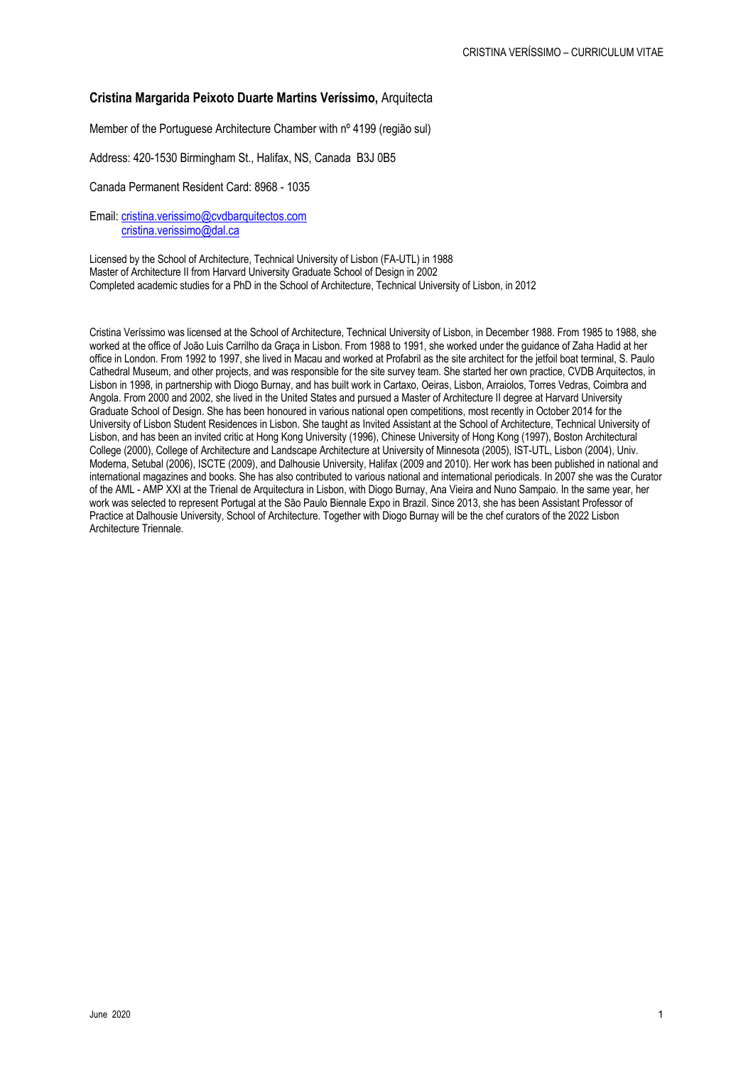**Cristina Margarida Peixoto Duarte Martins Veríssimo,** Arquitecta

Member of the Portuguese Architecture Chamber with nº 4199 (região sul)

Address: 420-1530 Birmingham St., Halifax, NS, Canada B3J 0B5

Canada Permanent Resident Card: 8968 - 1035

Email: cristina.verissimo@cvdbarquitectos.com
cristina.verissimo@dal.ca

Licensed by the School of Architecture, Technical University of Lisbon (FA-UTL) in 1988
Master of Architecture II from Harvard University Graduate School of Design in 2002
Completed academic studies for a PhD in the School of Architecture, Technical University of Lisbon, in 2012

Cristina Veríssimo was licensed at the School of Architecture, Technical University of Lisbon, in December 1988. From 1985 to 1988, she worked at the office of João Luis Carrilho da Graça in Lisbon. From 1988 to 1991, she worked under the guidance of Zaha Hadid at her office in London. From 1992 to 1997, she lived in Macau and worked at Profabril as the site architect for the jetfoil boat terminal, S. Paulo Cathedral Museum, and other projects, and was responsible for the site survey team. She started her own practice, CVDB Arquitectos, in Lisbon in 1998, in partnership with Diogo Burnay, and has built work in Cartaxo, Oeiras, Lisbon, Arraiolos, Torres Vedras, Coimbra and Angola. From 2000 and 2002, she lived in the United States and pursued a Master of Architecture II degree at Harvard University Graduate School of Design. She has been honoured in various national open competitions, most recently in October 2014 for the University of Lisbon Student Residences in Lisbon. She taught as Invited Assistant at the School of Architecture, Technical University of Lisbon, and has been an invited critic at Hong Kong University (1996), Chinese University of Hong Kong (1997), Boston Architectural College (2000), College of Architecture and Landscape Architecture at University of Minnesota (2005), IST-UTL, Lisbon (2004), Univ. Moderna, Setubal (2006), ISCTE (2009), and Dalhousie University, Halifax (2009 and 2010). Her work has been published in national and international magazines and books. She has also contributed to various national and international periodicals. In 2007 she was the Curator of the AML - AMP XXI at the Trienal de Arquitectura in Lisbon, with Diogo Burnay, Ana Vieira and Nuno Sampaio. In the same year, her work was selected to represent Portugal at the São Paulo Biennale Expo in Brazil. Since 2013, she has been Assistant Professor of Practice at Dalhousie University, School of Architecture. Together with Diogo Burnay will be the chef curators of the 2022 Lisbon Architecture Triennale.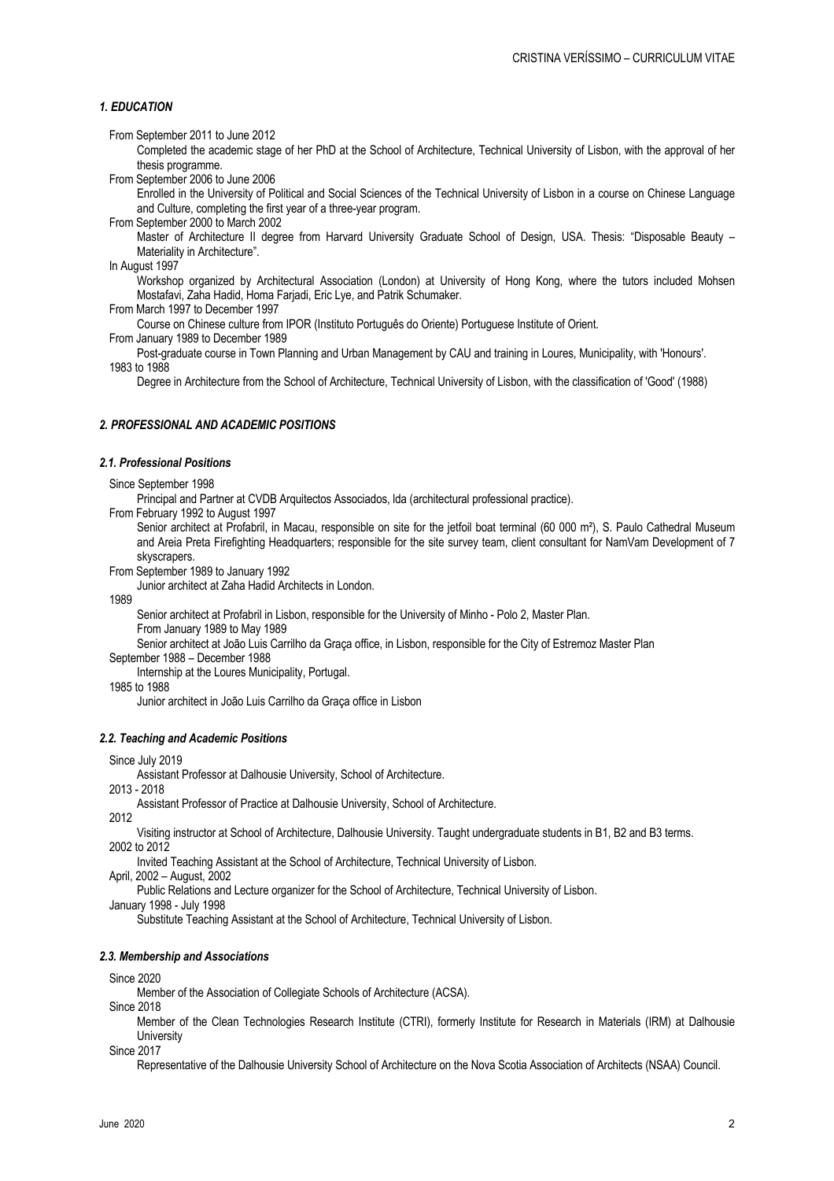### *1. EDUCATION*

From September 2011 to June 2012

Completed the academic stage of her PhD at the School of Architecture, Technical University of Lisbon, with the approval of her thesis programme.

From September 2006 to June 2006

Enrolled in the University of Political and Social Sciences of the Technical University of Lisbon in a course on Chinese Language and Culture, completing the first year of a three-year program.

From September 2000 to March 2002

Master of Architecture II degree from Harvard University Graduate School of Design, USA. Thesis: "Disposable Beauty – Materiality in Architecture".

In August 1997

Workshop organized by Architectural Association (London) at University of Hong Kong, where the tutors included Mohsen Mostafavi, Zaha Hadid, Homa Farjadi, Eric Lye, and Patrik Schumaker.

From March 1997 to December 1997

Course on Chinese culture from IPOR (Instituto Português do Oriente) Portuguese Institute of Orient.

From January 1989 to December 1989

Post-graduate course in Town Planning and Urban Management by CAU and training in Loures, Municipality, with 'Honours'.

1983 to 1988

Degree in Architecture from the School of Architecture, Technical University of Lisbon, with the classification of 'Good' (1988)

### *2. PROFESSIONAL AND ACADEMIC POSITIONS*

#### *2.1. Professional Positions*

Since September 1998

Principal and Partner at CVDB Arquitectos Associados, lda (architectural professional practice).

From February 1992 to August 1997

Senior architect at Profabril, in Macau, responsible on site for the jetfoil boat terminal (60 000 m²), S. Paulo Cathedral Museum and Areia Preta Firefighting Headquarters; responsible for the site survey team, client consultant for NamVam Development of 7 skyscrapers.

From September 1989 to January 1992

Junior architect at Zaha Hadid Architects in London.

1989

Senior architect at Profabril in Lisbon, responsible for the University of Minho - Polo 2, Master Plan.

From January 1989 to May 1989

Senior architect at João Luis Carrilho da Graça office, in Lisbon, responsible for the City of Estremoz Master Plan

September 1988 – December 1988

Internship at the Loures Municipality, Portugal.

1985 to 1988

Junior architect in João Luis Carrilho da Graça office in Lisbon

#### *2.2. Teaching and Academic Positions*

Since July 2019

Assistant Professor at Dalhousie University, School of Architecture.

2013 - 2018

Assistant Professor of Practice at Dalhousie University, School of Architecture.

2012

Visiting instructor at School of Architecture, Dalhousie University. Taught undergraduate students in B1, B2 and B3 terms.

2002 to 2012

Invited Teaching Assistant at the School of Architecture, Technical University of Lisbon.

April, 2002 – August, 2002

Public Relations and Lecture organizer for the School of Architecture, Technical University of Lisbon.

January 1998 - July 1998

Substitute Teaching Assistant at the School of Architecture, Technical University of Lisbon.

#### *2.3. Membership and Associations*

Since 2020

Member of the Association of Collegiate Schools of Architecture (ACSA).

Since 2018

Member of the Clean Technologies Research Institute (CTRI), formerly Institute for Research in Materials (IRM) at Dalhousie University

Since 2017

Representative of the Dalhousie University School of Architecture on the Nova Scotia Association of Architects (NSAA) Council.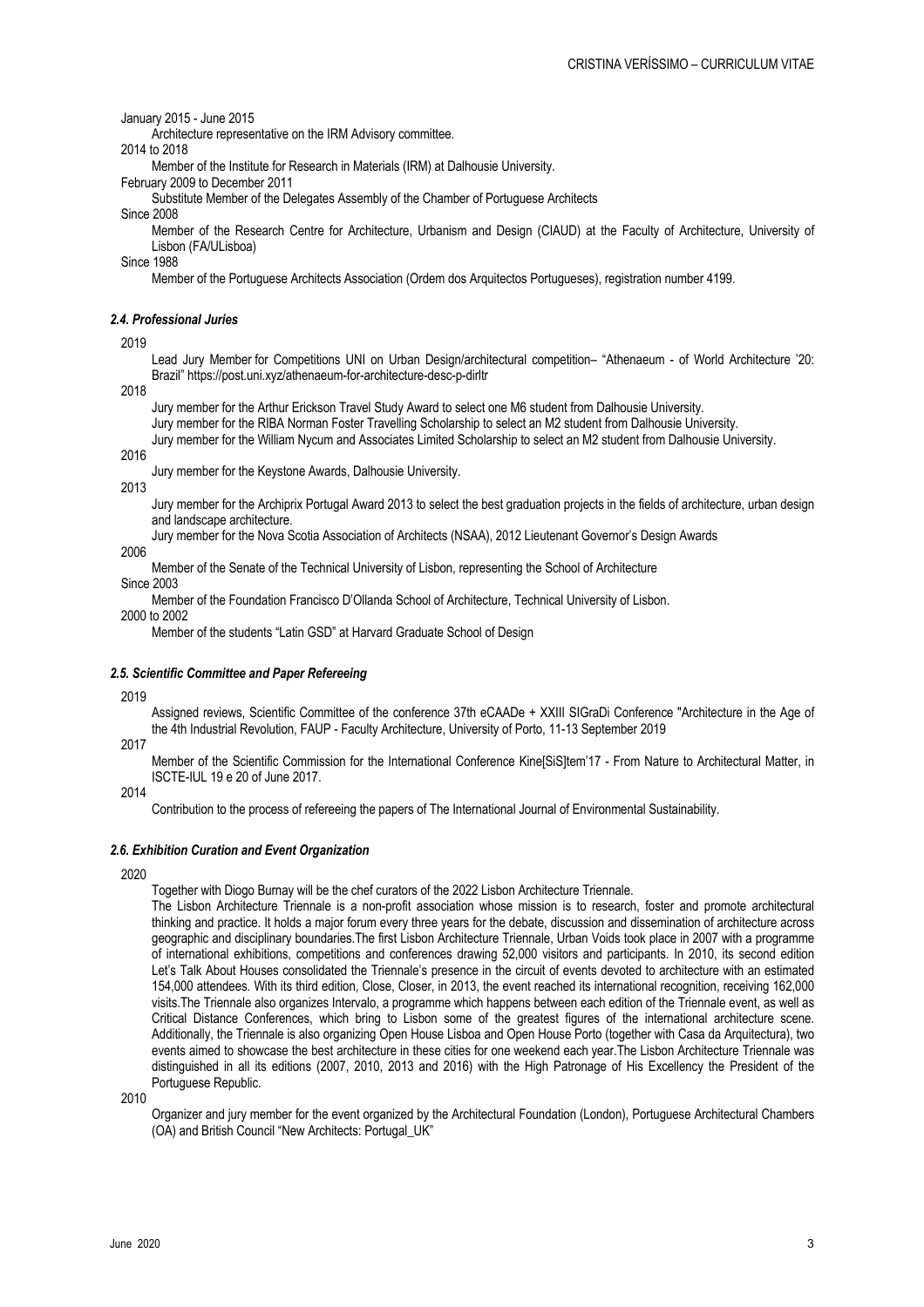January 2015 - June 2015

Architecture representative on the IRM Advisory committee.

2014 to 2018

Member of the Institute for Research in Materials (IRM) at Dalhousie University.

February 2009 to December 2011

Substitute Member of the Delegates Assembly of the Chamber of Portuguese Architects

Since 2008

Member of the Research Centre for Architecture, Urbanism and Design (CIAUD) at the Faculty of Architecture, University of Lisbon (FA/ULisboa)

Since 1988

Member of the Portuguese Architects Association (Ordem dos Arquitectos Portugueses), registration number 4199.

### *2.4. Professional Juries*

2019

Lead Jury Member for Competitions UNI on Urban Design/architectural competition– "Athenaeum - of World Architecture '20: Brazil" https://post.uni.xyz/athenaeum-for-architecture-desc-p-dirltr

2018

Jury member for the Arthur Erickson Travel Study Award to select one M6 student from Dalhousie University.

Jury member for the RIBA Norman Foster Travelling Scholarship to select an M2 student from Dalhousie University.

Jury member for the William Nycum and Associates Limited Scholarship to select an M2 student from Dalhousie University.

2016

Jury member for the Keystone Awards, Dalhousie University.

2013

Jury member for the Archiprix Portugal Award 2013 to select the best graduation projects in the fields of architecture, urban design and landscape architecture.

Jury member for the Nova Scotia Association of Architects (NSAA), 2012 Lieutenant Governor's Design Awards

2006

Member of the Senate of the Technical University of Lisbon, representing the School of Architecture

Since 2003

Member of the Foundation Francisco D'Ollanda School of Architecture, Technical University of Lisbon.

2000 to 2002

Member of the students "Latin GSD" at Harvard Graduate School of Design

### *2.5. Scientific Committee and Paper Refereeing*

2019

Assigned reviews, Scientific Committee of the conference 37th eCAADe + XXIII SIGraDi Conference "Architecture in the Age of the 4th Industrial Revolution, FAUP - Faculty Architecture, University of Porto, 11-13 September 2019

2017

Member of the Scientific Commission for the International Conference Kine[SiS]tem'17 - From Nature to Architectural Matter, in ISCTE-IUL 19 e 20 of June 2017.

2014

Contribution to the process of refereeing the papers of The International Journal of Environmental Sustainability.

### *2.6. Exhibition Curation and Event Organization*

2020

Together with Diogo Burnay will be the chef curators of the 2022 Lisbon Architecture Triennale.

The Lisbon Architecture Triennale is a non-profit association whose mission is to research, foster and promote architectural thinking and practice. It holds a major forum every three years for the debate, discussion and dissemination of architecture across geographic and disciplinary boundaries.The first Lisbon Architecture Triennale, Urban Voids took place in 2007 with a programme of international exhibitions, competitions and conferences drawing 52,000 visitors and participants. In 2010, its second edition Let's Talk About Houses consolidated the Triennale's presence in the circuit of events devoted to architecture with an estimated 154,000 attendees. With its third edition, Close, Closer, in 2013, the event reached its international recognition, receiving 162,000 visits.The Triennale also organizes Intervalo, a programme which happens between each edition of the Triennale event, as well as Critical Distance Conferences, which bring to Lisbon some of the greatest figures of the international architecture scene. Additionally, the Triennale is also organizing Open House Lisboa and Open House Porto (together with Casa da Arquitectura), two events aimed to showcase the best architecture in these cities for one weekend each year.The Lisbon Architecture Triennale was distinguished in all its editions (2007, 2010, 2013 and 2016) with the High Patronage of His Excellency the President of the Portuguese Republic.

2010

Organizer and jury member for the event organized by the Architectural Foundation (London), Portuguese Architectural Chambers (OA) and British Council "New Architects: Portugal_UK"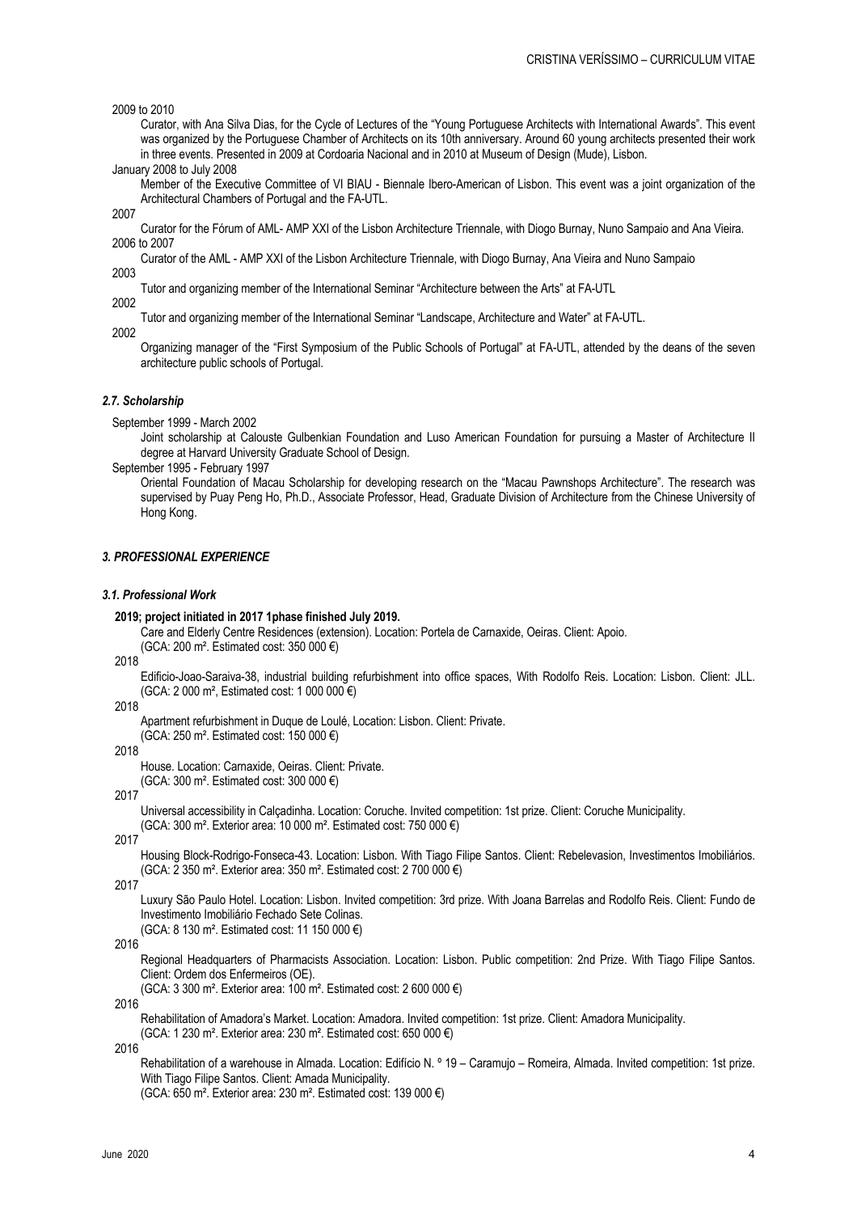2009 to 2010

Curator, with Ana Silva Dias, for the Cycle of Lectures of the "Young Portuguese Architects with International Awards". This event was organized by the Portuguese Chamber of Architects on its 10th anniversary. Around 60 young architects presented their work in three events. Presented in 2009 at Cordoaria Nacional and in 2010 at Museum of Design (Mude), Lisbon.

January 2008 to July 2008

Member of the Executive Committee of VI BIAU - Biennale Ibero-American of Lisbon. This event was a joint organization of the Architectural Chambers of Portugal and the FA-UTL.

2007

Curator for the Fórum of AML- AMP XXI of the Lisbon Architecture Triennale, with Diogo Burnay, Nuno Sampaio and Ana Vieira.

2006 to 2007

Curator of the AML - AMP XXI of the Lisbon Architecture Triennale, with Diogo Burnay, Ana Vieira and Nuno Sampaio

2003

Tutor and organizing member of the International Seminar "Architecture between the Arts" at FA-UTL

2002

Tutor and organizing member of the International Seminar "Landscape, Architecture and Water" at FA-UTL.

2002

Organizing manager of the "First Symposium of the Public Schools of Portugal" at FA-UTL, attended by the deans of the seven architecture public schools of Portugal.

### *2.7. Scholarship*

September 1999 - March 2002

Joint scholarship at Calouste Gulbenkian Foundation and Luso American Foundation for pursuing a Master of Architecture II degree at Harvard University Graduate School of Design.

September 1995 - February 1997

Oriental Foundation of Macau Scholarship for developing research on the "Macau Pawnshops Architecture". The research was supervised by Puay Peng Ho, Ph.D., Associate Professor, Head, Graduate Division of Architecture from the Chinese University of Hong Kong.

## *3. PROFESSIONAL EXPERIENCE*

### *3.1. Professional Work*

**2019; project initiated in 2017 1phase finished July 2019.**

Care and Elderly Centre Residences (extension). Location: Portela de Carnaxide, Oeiras. Client: Apoio.
(GCA: 200 m². Estimated cost: 350 000 €)

2018

Edificio-Joao-Saraiva-38, industrial building refurbishment into office spaces, With Rodolfo Reis. Location: Lisbon. Client: JLL.
(GCA: 2 000 m², Estimated cost: 1 000 000 €)

2018

Apartment refurbishment in Duque de Loulé, Location: Lisbon. Client: Private.
(GCA: 250 m². Estimated cost: 150 000 €)

2018

House. Location: Carnaxide, Oeiras. Client: Private.
(GCA: 300 m². Estimated cost: 300 000 €)

2017

Universal accessibility in Calçadinha. Location: Coruche. Invited competition: 1st prize. Client: Coruche Municipality.
(GCA: 300 m². Exterior area: 10 000 m². Estimated cost: 750 000 €)

2017

Housing Block-Rodrigo-Fonseca-43. Location: Lisbon. With Tiago Filipe Santos. Client: Rebelevasion, Investimentos Imobiliários.
(GCA: 2 350 m². Exterior area: 350 m². Estimated cost: 2 700 000 €)

2017

Luxury São Paulo Hotel. Location: Lisbon. Invited competition: 3rd prize. With Joana Barrelas and Rodolfo Reis. Client: Fundo de Investimento Imobiliário Fechado Sete Colinas.
(GCA: 8 130 m². Estimated cost: 11 150 000 €)

2016

Regional Headquarters of Pharmacists Association. Location: Lisbon. Public competition: 2nd Prize. With Tiago Filipe Santos. Client: Ordem dos Enfermeiros (OE).
(GCA: 3 300 m². Exterior area: 100 m². Estimated cost: 2 600 000 €)

2016

Rehabilitation of Amadora's Market. Location: Amadora. Invited competition: 1st prize. Client: Amadora Municipality.
(GCA: 1 230 m². Exterior area: 230 m². Estimated cost: 650 000 €)

2016

Rehabilitation of a warehouse in Almada. Location: Edifício N. º 19 – Caramujo – Romeira, Almada. Invited competition: 1st prize. With Tiago Filipe Santos. Client: Amada Municipality.
(GCA: 650 m². Exterior area: 230 m². Estimated cost: 139 000 €)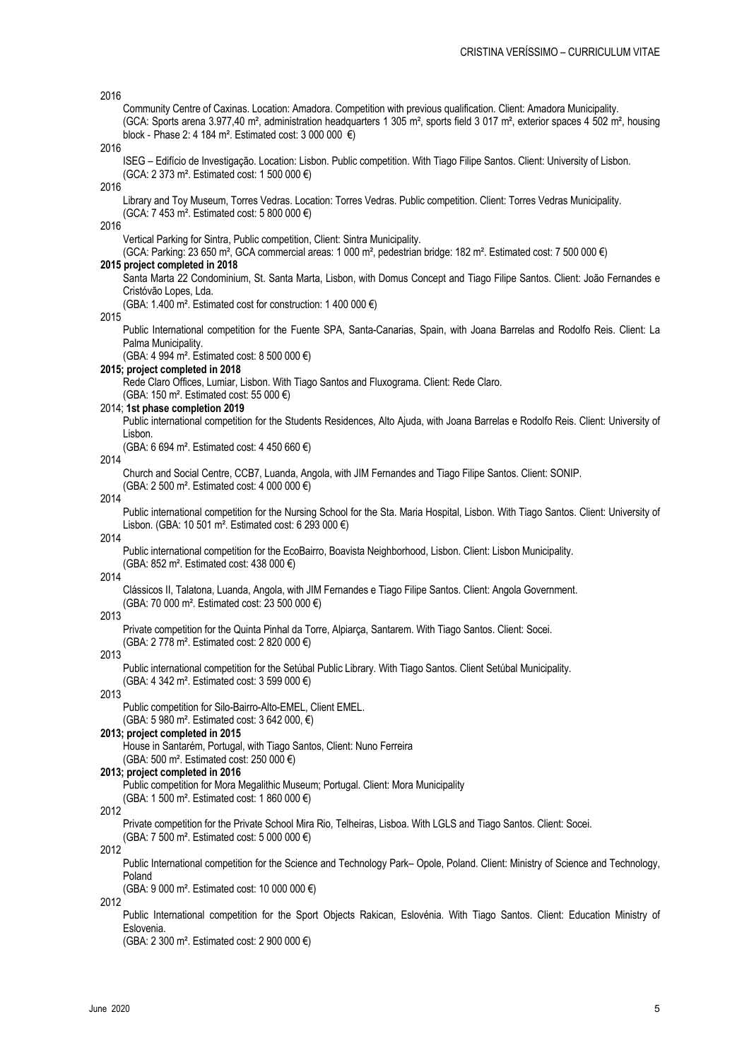2016

Community Centre of Caxinas. Location: Amadora. Competition with previous qualification. Client: Amadora Municipality. (GCA: Sports arena 3.977,40 m², administration headquarters 1 305 m², sports field 3 017 m², exterior spaces 4 502 m², housing block - Phase 2: 4 184 m². Estimated cost: 3 000 000 €)

2016

ISEG – Edifício de Investigação. Location: Lisbon. Public competition. With Tiago Filipe Santos. Client: University of Lisbon. (GCA: 2 373 m². Estimated cost: 1 500 000 €)

2016

Library and Toy Museum, Torres Vedras. Location: Torres Vedras. Public competition. Client: Torres Vedras Municipality. (GCA: 7 453 m². Estimated cost: 5 800 000 €)

2016

Vertical Parking for Sintra, Public competition, Client: Sintra Municipality.
(GCA: Parking: 23 650 m², GCA commercial areas: 1 000 m², pedestrian bridge: 182 m². Estimated cost: 7 500 000 €)

**2015 project completed in 2018**

Santa Marta 22 Condominium, St. Santa Marta, Lisbon, with Domus Concept and Tiago Filipe Santos. Client: João Fernandes e Cristóvão Lopes, Lda.
(GBA: 1.400 m². Estimated cost for construction: 1 400 000 €)

2015

Public International competition for the Fuente SPA, Santa-Canarias, Spain, with Joana Barrelas and Rodolfo Reis. Client: La Palma Municipality.
(GBA: 4 994 m². Estimated cost: 8 500 000 €)

**2015; project completed in 2018**

Rede Claro Offices, Lumiar, Lisbon. With Tiago Santos and Fluxograma. Client: Rede Claro.
(GBA: 150 m². Estimated cost: 55 000 €)

2014; **1st phase completion 2019**

Public international competition for the Students Residences, Alto Ajuda, with Joana Barrelas e Rodolfo Reis. Client: University of Lisbon.
(GBA: 6 694 m². Estimated cost: 4 450 660 €)

2014

Church and Social Centre, CCB7, Luanda, Angola, with JIM Fernandes and Tiago Filipe Santos. Client: SONIP.
(GBA: 2 500 m². Estimated cost: 4 000 000 €)

2014

Public international competition for the Nursing School for the Sta. Maria Hospital, Lisbon. With Tiago Santos. Client: University of Lisbon. (GBA: 10 501 m². Estimated cost: 6 293 000 €)

2014

Public international competition for the EcoBairro, Boavista Neighborhood, Lisbon. Client: Lisbon Municipality.
(GBA: 852 m². Estimated cost: 438 000 €)

2014

Clássicos II, Talatona, Luanda, Angola, with JIM Fernandes e Tiago Filipe Santos. Client: Angola Government.
(GBA: 70 000 m². Estimated cost: 23 500 000 €)

2013

Private competition for the Quinta Pinhal da Torre, Alpiarça, Santarem. With Tiago Santos. Client: Socei.
(GBA: 2 778 m². Estimated cost: 2 820 000 €)

2013

Public international competition for the Setúbal Public Library. With Tiago Santos. Client Setúbal Municipality.
(GBA: 4 342 m². Estimated cost: 3 599 000 €)

2013

Public competition for Silo-Bairro-Alto-EMEL, Client EMEL.
(GBA: 5 980 m². Estimated cost: 3 642 000, €)

**2013; project completed in 2015**

House in Santarém, Portugal, with Tiago Santos, Client: Nuno Ferreira
(GBA: 500 m². Estimated cost: 250 000 €)

**2013; project completed in 2016**

Public competition for Mora Megalithic Museum; Portugal. Client: Mora Municipality
(GBA: 1 500 m². Estimated cost: 1 860 000 €)

2012

Private competition for the Private School Mira Rio, Telheiras, Lisboa. With LGLS and Tiago Santos. Client: Socei.
(GBA: 7 500 m². Estimated cost: 5 000 000 €)

2012

Public International competition for the Science and Technology Park– Opole, Poland. Client: Ministry of Science and Technology, Poland
(GBA: 9 000 m². Estimated cost: 10 000 000 €)

2012

Public International competition for the Sport Objects Rakican, Eslovénia. With Tiago Santos. Client: Education Ministry of Eslovenia.
(GBA: 2 300 m². Estimated cost: 2 900 000 €)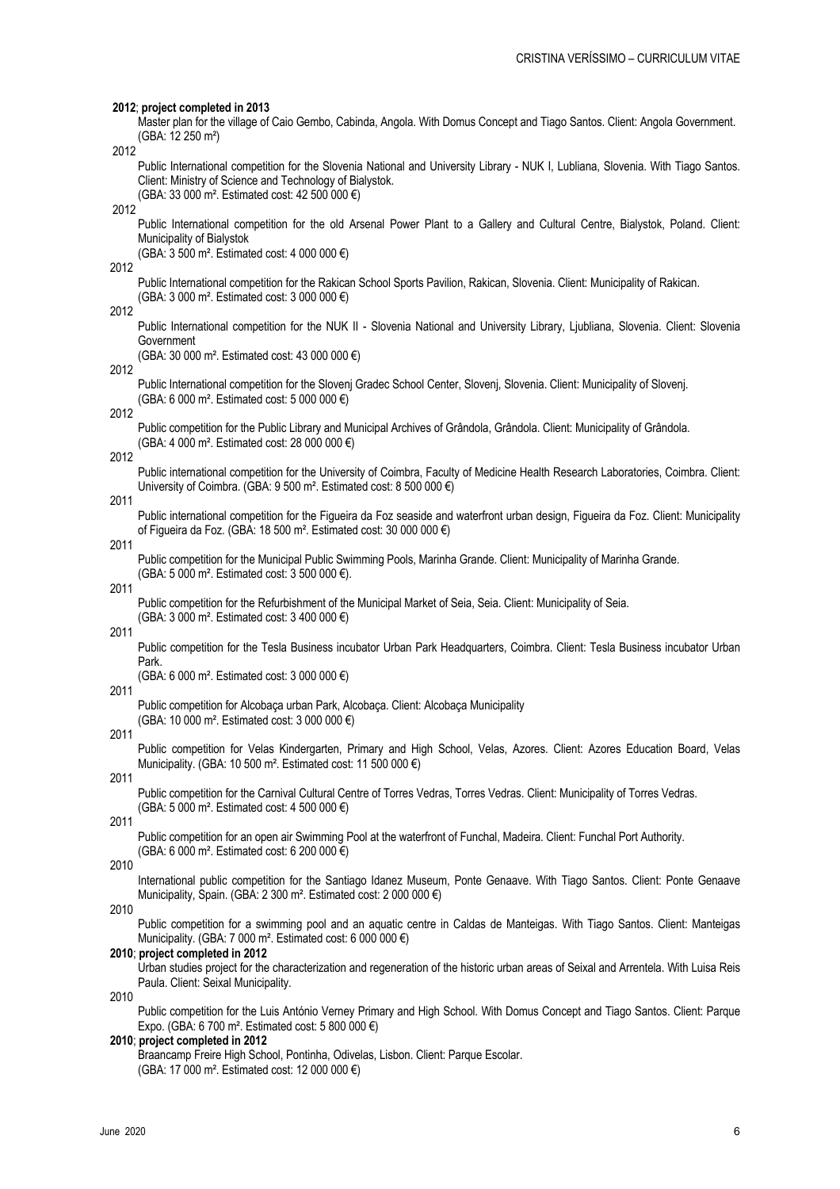**2012**; **project completed in 2013**

Master plan for the village of Caio Gembo, Cabinda, Angola. With Domus Concept and Tiago Santos. Client: Angola Government. (GBA: 12 250 m²)

2012

Public International competition for the Slovenia National and University Library - NUK I, Lubliana, Slovenia. With Tiago Santos. Client: Ministry of Science and Technology of Bialystok.
(GBA: 33 000 m². Estimated cost: 42 500 000 €)

2012

Public International competition for the old Arsenal Power Plant to a Gallery and Cultural Centre, Bialystok, Poland. Client: Municipality of Bialystok
(GBA: 3 500 m². Estimated cost: 4 000 000 €)

2012

Public International competition for the Rakican School Sports Pavilion, Rakican, Slovenia. Client: Municipality of Rakican.
(GBA: 3 000 m². Estimated cost: 3 000 000 €)

2012

Public International competition for the NUK II - Slovenia National and University Library, Ljubliana, Slovenia. Client: Slovenia Government
(GBA: 30 000 m². Estimated cost: 43 000 000 €)

2012

Public International competition for the Slovenj Gradec School Center, Slovenj, Slovenia. Client: Municipality of Slovenj.
(GBA: 6 000 m². Estimated cost: 5 000 000 €)

2012

Public competition for the Public Library and Municipal Archives of Grândola, Grândola. Client: Municipality of Grândola.
(GBA: 4 000 m². Estimated cost: 28 000 000 €)

2012

Public international competition for the University of Coimbra, Faculty of Medicine Health Research Laboratories, Coimbra. Client: University of Coimbra. (GBA: 9 500 m². Estimated cost: 8 500 000 €)

2011

Public international competition for the Figueira da Foz seaside and waterfront urban design, Figueira da Foz. Client: Municipality of Figueira da Foz. (GBA: 18 500 m². Estimated cost: 30 000 000 €)

2011

Public competition for the Municipal Public Swimming Pools, Marinha Grande. Client: Municipality of Marinha Grande.
(GBA: 5 000 m². Estimated cost: 3 500 000 €).

2011

Public competition for the Refurbishment of the Municipal Market of Seia, Seia. Client: Municipality of Seia.
(GBA: 3 000 m². Estimated cost: 3 400 000 €)

2011

Public competition for the Tesla Business incubator Urban Park Headquarters, Coimbra. Client: Tesla Business incubator Urban Park.
(GBA: 6 000 m². Estimated cost: 3 000 000 €)

2011

Public competition for Alcobaça urban Park, Alcobaça. Client: Alcobaça Municipality
(GBA: 10 000 m². Estimated cost: 3 000 000 €)

2011

Public competition for Velas Kindergarten, Primary and High School, Velas, Azores. Client: Azores Education Board, Velas Municipality. (GBA: 10 500 m². Estimated cost: 11 500 000 €)

2011

Public competition for the Carnival Cultural Centre of Torres Vedras, Torres Vedras. Client: Municipality of Torres Vedras.
(GBA: 5 000 m². Estimated cost: 4 500 000 €)

2011

Public competition for an open air Swimming Pool at the waterfront of Funchal, Madeira. Client: Funchal Port Authority.
(GBA: 6 000 m². Estimated cost: 6 200 000 €)

2010

International public competition for the Santiago Idanez Museum, Ponte Genaave. With Tiago Santos. Client: Ponte Genaave Municipality, Spain. (GBA: 2 300 m². Estimated cost: 2 000 000 €)

2010

Public competition for a swimming pool and an aquatic centre in Caldas de Manteigas. With Tiago Santos. Client: Manteigas Municipality. (GBA: 7 000 m². Estimated cost: 6 000 000 €)

**2010**; **project completed in 2012**

Urban studies project for the characterization and regeneration of the historic urban areas of Seixal and Arrentela. With Luisa Reis Paula. Client: Seixal Municipality.

2010

Public competition for the Luis António Verney Primary and High School. With Domus Concept and Tiago Santos. Client: Parque Expo. (GBA: 6 700 m². Estimated cost: 5 800 000 €)

**2010**; **project completed in 2012**

Braancamp Freire High School, Pontinha, Odivelas, Lisbon. Client: Parque Escolar.
(GBA: 17 000 m². Estimated cost: 12 000 000 €)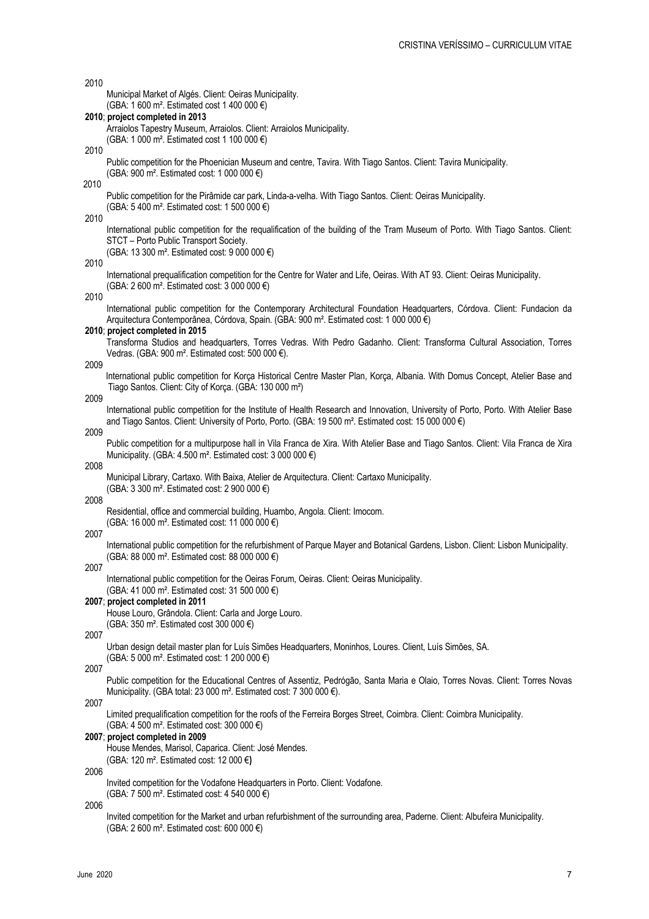2010

Municipal Market of Algés. Client: Oeiras Municipality.
(GBA: 1 600 m². Estimated cost 1 400 000 €)

**2010; project completed in 2013**

Arraiolos Tapestry Museum, Arraiolos. Client: Arraiolos Municipality.
(GBA: 1 000 m². Estimated cost 1 100 000 €)

2010

Public competition for the Phoenician Museum and centre, Tavira. With Tiago Santos. Client: Tavira Municipality.
(GBA: 900 m². Estimated cost: 1 000 000 €)

2010

Public competition for the Pirâmide car park, Linda-a-velha. With Tiago Santos. Client: Oeiras Municipality.
(GBA: 5 400 m². Estimated cost: 1 500 000 €)

2010

International public competition for the requalification of the building of the Tram Museum of Porto. With Tiago Santos. Client: STCT – Porto Public Transport Society.
(GBA: 13 300 m². Estimated cost: 9 000 000 €)

2010

International prequalification competition for the Centre for Water and Life, Oeiras. With AT 93. Client: Oeiras Municipality.
(GBA: 2 600 m². Estimated cost: 3 000 000 €)

2010

International public competition for the Contemporary Architectural Foundation Headquarters, Córdova. Client: Fundacion da Arquitectura Contemporânea, Córdova, Spain. (GBA: 900 m². Estimated cost: 1 000 000 €)

**2010; project completed in 2015**

Transforma Studios and headquarters, Torres Vedras. With Pedro Gadanho. Client: Transforma Cultural Association, Torres Vedras. (GBA: 900 m². Estimated cost: 500 000 €).

2009

International public competition for Korça Historical Centre Master Plan, Korça, Albania. With Domus Concept, Atelier Base and Tiago Santos. Client: City of Korça. (GBA: 130 000 m²)

2009

International public competition for the Institute of Health Research and Innovation, University of Porto, Porto. With Atelier Base and Tiago Santos. Client: University of Porto, Porto. (GBA: 19 500 m². Estimated cost: 15 000 000 €)

2009

Public competition for a multipurpose hall in Vila Franca de Xira. With Atelier Base and Tiago Santos. Client: Vila Franca de Xira Municipality. (GBA: 4.500 m². Estimated cost: 3 000 000 €)

2008

Municipal Library, Cartaxo. With Baixa, Atelier de Arquitectura. Client: Cartaxo Municipality.
(GBA: 3 300 m². Estimated cost: 2 900 000 €)

2008

Residential, office and commercial building, Huambo, Angola. Client: Imocom.
(GBA: 16 000 m². Estimated cost: 11 000 000 €)

2007

International public competition for the refurbishment of Parque Mayer and Botanical Gardens, Lisbon. Client: Lisbon Municipality.
(GBA: 88 000 m². Estimated cost: 88 000 000 €)

2007

International public competition for the Oeiras Forum, Oeiras. Client: Oeiras Municipality.
(GBA: 41 000 m². Estimated cost: 31 500 000 €)

**2007; project completed in 2011**

House Louro, Grândola. Client: Carla and Jorge Louro.
(GBA: 350 m². Estimated cost 300 000 €)

2007

Urban design detail master plan for Luís Simões Headquarters, Moninhos, Loures. Client, Luís Simões, SA.
(GBA: 5 000 m². Estimated cost: 1 200 000 €)

2007

Public competition for the Educational Centres of Assentiz, Pedrógão, Santa Maria e Olaio, Torres Novas. Client: Torres Novas Municipality. (GBA total: 23 000 m². Estimated cost: 7 300 000 €).

2007

Limited prequalification competition for the roofs of the Ferreira Borges Street, Coimbra. Client: Coimbra Municipality.
(GBA: 4 500 m². Estimated cost: 300 000 €)

**2007; project completed in 2009**

House Mendes, Marisol, Caparica. Client: José Mendes.
(GBA: 120 m². Estimated cost: 12 000 €)

2006

Invited competition for the Vodafone Headquarters in Porto. Client: Vodafone.
(GBA: 7 500 m². Estimated cost: 4 540 000 €)

2006

Invited competition for the Market and urban refurbishment of the surrounding area, Paderne. Client: Albufeira Municipality.
(GBA: 2 600 m². Estimated cost: 600 000 €)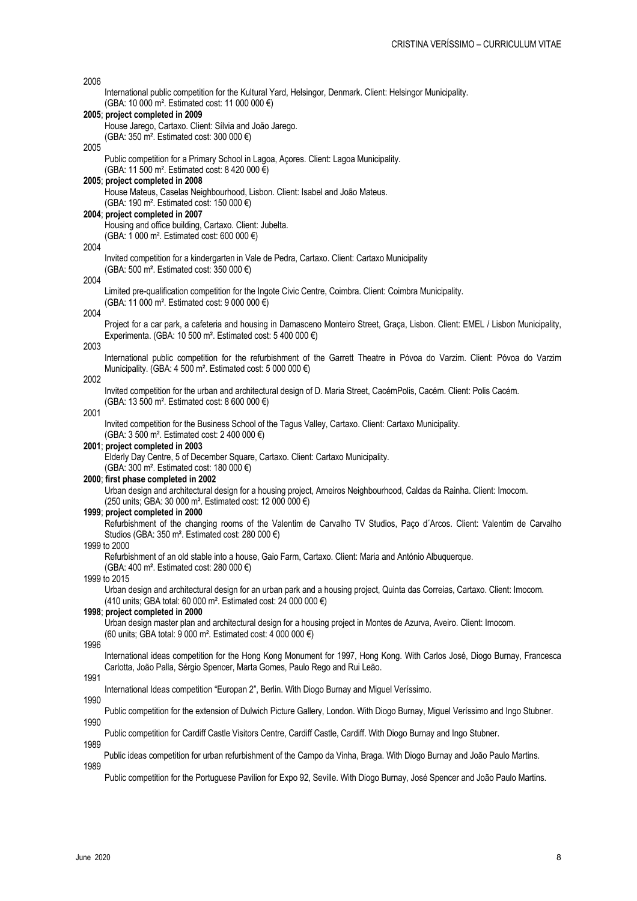2006

International public competition for the Kultural Yard, Helsingor, Denmark. Client: Helsingor Municipality.
(GBA: 10 000 m². Estimated cost: 11 000 000 €)

**2005**; **project completed in 2009**

House Jarego, Cartaxo. Client: Sílvia and João Jarego.
(GBA: 350 m². Estimated cost: 300 000 €)

2005

Public competition for a Primary School in Lagoa, Açores. Client: Lagoa Municipality.
(GBA: 11 500 m². Estimated cost: 8 420 000 €)

**2005**; **project completed in 2008**

House Mateus, Caselas Neighbourhood, Lisbon. Client: Isabel and João Mateus.
(GBA: 190 m². Estimated cost: 150 000 €)

**2004**; **project completed in 2007**

Housing and office building, Cartaxo. Client: Jubelta.
(GBA: 1 000 m². Estimated cost: 600 000 €)

2004

Invited competition for a kindergarten in Vale de Pedra, Cartaxo. Client: Cartaxo Municipality
(GBA: 500 m². Estimated cost: 350 000 €)

2004

Limited pre-qualification competition for the Ingote Civic Centre, Coimbra. Client: Coimbra Municipality.
(GBA: 11 000 m². Estimated cost: 9 000 000 €)

2004

Project for a car park, a cafeteria and housing in Damasceno Monteiro Street, Graça, Lisbon. Client: EMEL / Lisbon Municipality, Experimenta. (GBA: 10 500 m². Estimated cost: 5 400 000 €)

2003

International public competition for the refurbishment of the Garrett Theatre in Póvoa do Varzim. Client: Póvoa do Varzim Municipality. (GBA: 4 500 m². Estimated cost: 5 000 000 €)

2002

Invited competition for the urban and architectural design of D. Maria Street, CacémPolis, Cacém. Client: Polis Cacém.
(GBA: 13 500 m². Estimated cost: 8 600 000 €)

2001

Invited competition for the Business School of the Tagus Valley, Cartaxo. Client: Cartaxo Municipality.
(GBA: 3 500 m². Estimated cost: 2 400 000 €)

**2001**; **project completed in 2003**

Elderly Day Centre, 5 of December Square, Cartaxo. Client: Cartaxo Municipality.
(GBA: 300 m². Estimated cost: 180 000 €)

**2000**; **first phase completed in 2002**

Urban design and architectural design for a housing project, Arneiros Neighbourhood, Caldas da Rainha. Client: Imocom.
(250 units; GBA: 30 000 m². Estimated cost: 12 000 000 €)

**1999**; **project completed in 2000**

Refurbishment of the changing rooms of the Valentim de Carvalho TV Studios, Paço d´Arcos. Client: Valentim de Carvalho Studios (GBA: 350 m². Estimated cost: 280 000 €)

1999 to 2000

Refurbishment of an old stable into a house, Gaio Farm, Cartaxo. Client: Maria and António Albuquerque.
(GBA: 400 m². Estimated cost: 280 000 €)

1999 to 2015

Urban design and architectural design for an urban park and a housing project, Quinta das Correias, Cartaxo. Client: Imocom.
(410 units; GBA total: 60 000 m². Estimated cost: 24 000 000 €)

**1998**; **project completed in 2000**

Urban design master plan and architectural design for a housing project in Montes de Azurva, Aveiro. Client: Imocom.
(60 units; GBA total: 9 000 m². Estimated cost: 4 000 000 €)

1996

International ideas competition for the Hong Kong Monument for 1997, Hong Kong. With Carlos José, Diogo Burnay, Francesca Carlotta, João Palla, Sérgio Spencer, Marta Gomes, Paulo Rego and Rui Leão.

1991

International Ideas competition "Europan 2", Berlin. With Diogo Burnay and Miguel Veríssimo.

1990

Public competition for the extension of Dulwich Picture Gallery, London. With Diogo Burnay, Miguel Veríssimo and Ingo Stubner.

1990

Public competition for Cardiff Castle Visitors Centre, Cardiff Castle, Cardiff. With Diogo Burnay and Ingo Stubner.

1989

Public ideas competition for urban refurbishment of the Campo da Vinha, Braga. With Diogo Burnay and João Paulo Martins.

1989

Public competition for the Portuguese Pavilion for Expo 92, Seville. With Diogo Burnay, José Spencer and João Paulo Martins.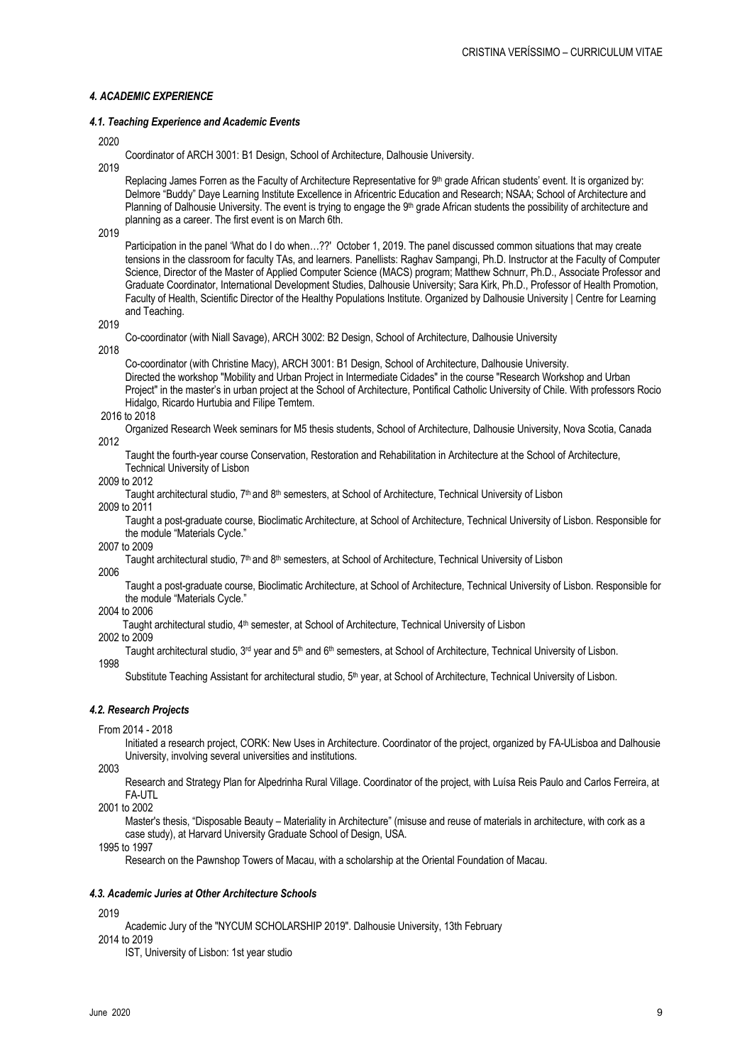#### *4. ACADEMIC EXPERIENCE*

##### *4.1. Teaching Experience and Academic Events*

2020

Coordinator of ARCH 3001: B1 Design, School of Architecture, Dalhousie University.

2019

Replacing James Forren as the Faculty of Architecture Representative for 9th grade African students' event. It is organized by: Delmore "Buddy" Daye Learning Institute Excellence in Africentric Education and Research; NSAA; School of Architecture and Planning of Dalhousie University. The event is trying to engage the 9th grade African students the possibility of architecture and planning as a career. The first event is on March 6th.

2019

Participation in the panel 'What do I do when…??' October 1, 2019. The panel discussed common situations that may create tensions in the classroom for faculty TAs, and learners. Panellists: Raghav Sampangi, Ph.D. Instructor at the Faculty of Computer Science, Director of the Master of Applied Computer Science (MACS) program; Matthew Schnurr, Ph.D., Associate Professor and Graduate Coordinator, International Development Studies, Dalhousie University; Sara Kirk, Ph.D., Professor of Health Promotion, Faculty of Health, Scientific Director of the Healthy Populations Institute. Organized by Dalhousie University | Centre for Learning and Teaching.

2019

Co-coordinator (with Niall Savage), ARCH 3002: B2 Design, School of Architecture, Dalhousie University

2018

Co-coordinator (with Christine Macy), ARCH 3001: B1 Design, School of Architecture, Dalhousie University.
Directed the workshop "Mobility and Urban Project in Intermediate Cidades" in the course "Research Workshop and Urban Project" in the master's in urban project at the School of Architecture, Pontifical Catholic University of Chile. With professors Rocio Hidalgo, Ricardo Hurtubia and Filipe Temtem.

2016 to 2018

Organized Research Week seminars for M5 thesis students, School of Architecture, Dalhousie University, Nova Scotia, Canada

2012

Taught the fourth-year course Conservation, Restoration and Rehabilitation in Architecture at the School of Architecture, Technical University of Lisbon

2009 to 2012

Taught architectural studio, 7th and 8th semesters, at School of Architecture, Technical University of Lisbon

2009 to 2011

Taught a post-graduate course, Bioclimatic Architecture, at School of Architecture, Technical University of Lisbon. Responsible for the module "Materials Cycle."

2007 to 2009

Taught architectural studio, 7th and 8th semesters, at School of Architecture, Technical University of Lisbon

2006

Taught a post-graduate course, Bioclimatic Architecture, at School of Architecture, Technical University of Lisbon. Responsible for the module "Materials Cycle."

2004 to 2006

Taught architectural studio, 4th semester, at School of Architecture, Technical University of Lisbon

2002 to 2009

Taught architectural studio, 3rd year and 5th and 6th semesters, at School of Architecture, Technical University of Lisbon.

1998

Substitute Teaching Assistant for architectural studio, 5th year, at School of Architecture, Technical University of Lisbon.

##### *4.2. Research Projects*

From 2014 - 2018

Initiated a research project, CORK: New Uses in Architecture. Coordinator of the project, organized by FA-ULisboa and Dalhousie University, involving several universities and institutions.

2003

Research and Strategy Plan for Alpedrinha Rural Village. Coordinator of the project, with Luísa Reis Paulo and Carlos Ferreira, at FA-UTL

2001 to 2002

Master's thesis, "Disposable Beauty – Materiality in Architecture" (misuse and reuse of materials in architecture, with cork as a case study), at Harvard University Graduate School of Design, USA.

1995 to 1997

Research on the Pawnshop Towers of Macau, with a scholarship at the Oriental Foundation of Macau.

##### *4.3. Academic Juries at Other Architecture Schools*

2019

Academic Jury of the "NYCUM SCHOLARSHIP 2019". Dalhousie University, 13th February

2014 to 2019

IST, University of Lisbon: 1st year studio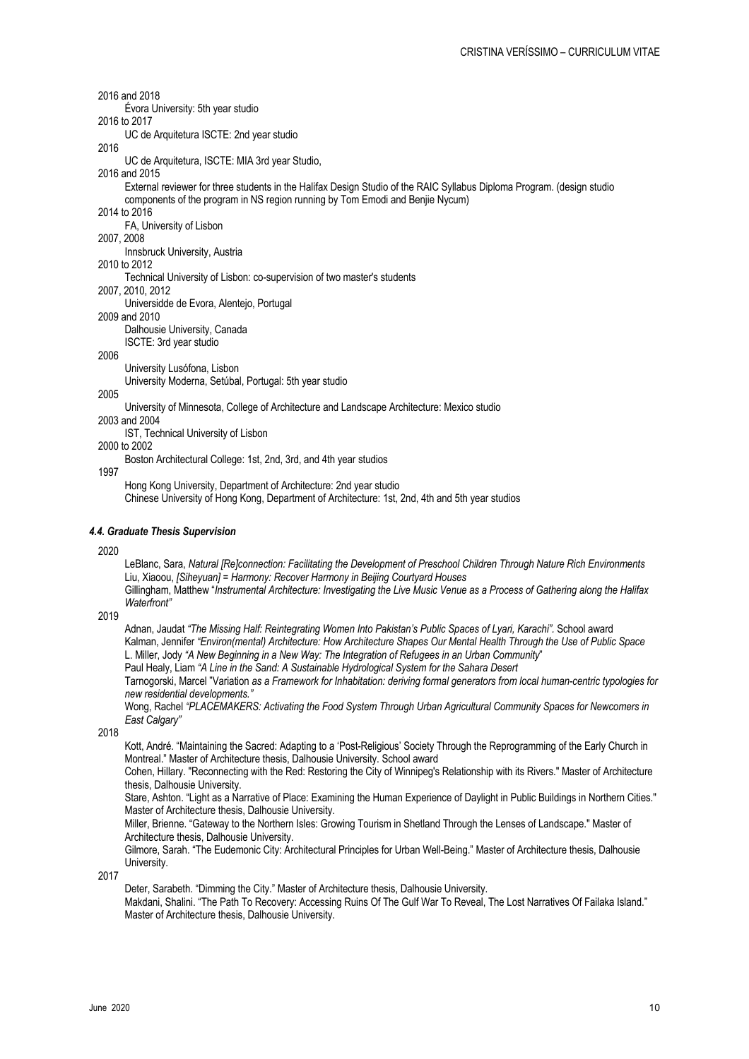2016 and 2018

Évora University: 5th year studio

2016 to 2017

UC de Arquitetura ISCTE: 2nd year studio

2016

UC de Arquitetura, ISCTE: MIA 3rd year Studio,

2016 and 2015

External reviewer for three students in the Halifax Design Studio of the RAIC Syllabus Diploma Program. (design studio components of the program in NS region running by Tom Emodi and Benjie Nycum)

2014 to 2016

FA, University of Lisbon

2007, 2008

Innsbruck University, Austria

2010 to 2012

Technical University of Lisbon: co-supervision of two master's students

2007, 2010, 2012

Universidde de Evora, Alentejo, Portugal

2009 and 2010

Dalhousie University, Canada

ISCTE: 3rd year studio

2006

University Lusófona, Lisbon

University Moderna, Setúbal, Portugal: 5th year studio

2005

University of Minnesota, College of Architecture and Landscape Architecture: Mexico studio

2003 and 2004

IST, Technical University of Lisbon

2000 to 2002

Boston Architectural College: 1st, 2nd, 3rd, and 4th year studios

1997

Hong Kong University, Department of Architecture: 2nd year studio

Chinese University of Hong Kong, Department of Architecture: 1st, 2nd, 4th and 5th year studios

#### *4.4. Graduate Thesis Supervision*

2020

LeBlanc, Sara, *Natural [Re]connection: Facilitating the Development of Preschool Children Through Nature Rich Environments*

Liu, Xiaoou, *[Siheyuan] = Harmony: Recover Harmony in Beijing Courtyard Houses*

Gillingham, Matthew "*Instrumental Architecture: Investigating the Live Music Venue as a Process of Gathering along the Halifax Waterfront"*

2019

Adnan, Jaudat *"The Missing Half: Reintegrating Women Into Pakistan's Public Spaces of Lyari, Karachi"*. School award

Kalman, Jennifer *"Environ(mental) Architecture: How Architecture Shapes Our Mental Health Through the Use of Public Space*

L. Miller, Jody *"A New Beginning in a New Way: The Integration of Refugees in an Urban Community"*

Paul Healy, Liam *"A Line in the Sand: A Sustainable Hydrological System for the Sahara Desert*

Tarnogorski, Marcel "Variation *as a Framework for Inhabitation: deriving formal generators from local human-centric typologies for new residential developments."*

Wong, Rachel *"PLACEMAKERS: Activating the Food System Through Urban Agricultural Community Spaces for Newcomers in East Calgary"*

2018

Kott, André. "Maintaining the Sacred: Adapting to a 'Post-Religious' Society Through the Reprogramming of the Early Church in Montreal." Master of Architecture thesis, Dalhousie University. School award

Cohen, Hillary. "Reconnecting with the Red: Restoring the City of Winnipeg's Relationship with its Rivers." Master of Architecture thesis, Dalhousie University.

Stare, Ashton. "Light as a Narrative of Place: Examining the Human Experience of Daylight in Public Buildings in Northern Cities." Master of Architecture thesis, Dalhousie University.

Miller, Brienne. "Gateway to the Northern Isles: Growing Tourism in Shetland Through the Lenses of Landscape." Master of Architecture thesis, Dalhousie University.

Gilmore, Sarah. "The Eudemonic City: Architectural Principles for Urban Well-Being." Master of Architecture thesis, Dalhousie University.

2017

Deter, Sarabeth. "Dimming the City." Master of Architecture thesis, Dalhousie University.

Makdani, Shalini. "The Path To Recovery: Accessing Ruins Of The Gulf War To Reveal, The Lost Narratives Of Failaka Island." Master of Architecture thesis, Dalhousie University.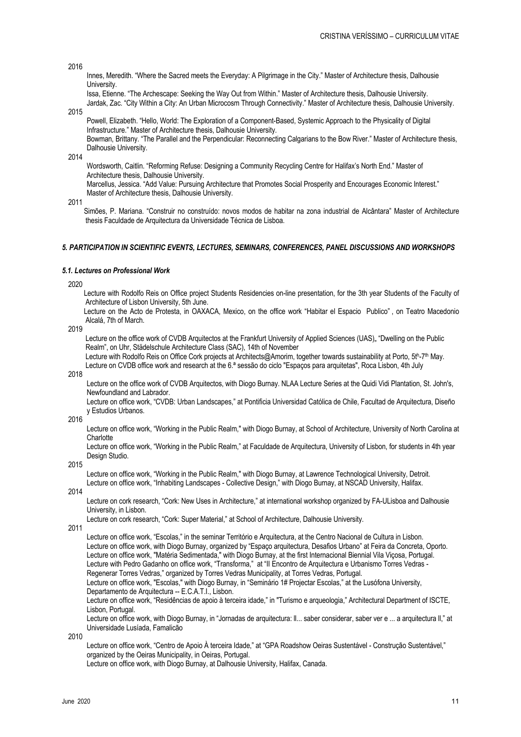2016

Innes, Meredith. “Where the Sacred meets the Everyday: A Pilgrimage in the City.” Master of Architecture thesis, Dalhousie University.

Issa, Etienne. “The Archescape: Seeking the Way Out from Within.” Master of Architecture thesis, Dalhousie University.

Jardak, Zac. “City Within a City: An Urban Microcosm Through Connectivity.” Master of Architecture thesis, Dalhousie University.

2015

Powell, Elizabeth. “Hello, World: The Exploration of a Component-Based, Systemic Approach to the Physicality of Digital Infrastructure.” Master of Architecture thesis, Dalhousie University.

Bowman, Brittany. “The Parallel and the Perpendicular: Reconnecting Calgarians to the Bow River.” Master of Architecture thesis, Dalhousie University.

2014

Wordsworth, Caitlin. “Reforming Refuse: Designing a Community Recycling Centre for Halifax’s North End.” Master of Architecture thesis, Dalhousie University.

Marcellus, Jessica. “Add Value: Pursuing Architecture that Promotes Social Prosperity and Encourages Economic Interest.” Master of Architecture thesis, Dalhousie University.

2011

Simões, P. Mariana. “Construir no construído: novos modos de habitar na zona industrial de Alcântara” Master of Architecture thesis Faculdade de Arquitectura da Universidade Técnica de Lisboa.

### *5. PARTICIPATION IN SCIENTIFIC EVENTS, LECTURES, SEMINARS, CONFERENCES, PANEL DISCUSSIONS AND WORKSHOPS*

#### *5.1. Lectures on Professional Work*

2020

Lecture with Rodolfo Reis on Office project Students Residencies on-line presentation, for the 3th year Students of the Faculty of Architecture of Lisbon University, 5th June.

Lecture on the Acto de Protesta, in OAXACA, Mexico, on the office work “Habitar el Espacio Publico” , on Teatro Macedonio Alcalá, 7th of March.

2019

Lecture on the office work of CVDB Arquitectos at the Frankfurt University of Applied Sciences (UAS),, “Dwelling on the Public Realm”, on Uhr, Städelschule Architecture Class (SAC), 14th of November

Lecture with Rodolfo Reis on Office Cork projects at Architects@Amorim, together towards sustainability at Porto, 5th-7th May.

Lecture on CVDB office work and research at the 6.ª sessão do ciclo "Espaços para arquitetas", Roca Lisbon, 4th July

2018

Lecture on the office work of CVDB Arquitectos, with Diogo Burnay. NLAA Lecture Series at the Quidi Vidi Plantation, St. John's, Newfoundland and Labrador.

Lecture on office work, “CVDB: Urban Landscapes,” at Pontificia Universidad Católica de Chile, Facultad de Arquitectura, Diseño y Estudios Urbanos.

2016

Lecture on office work, “Working in the Public Realm,” with Diogo Burnay, at School of Architecture, University of North Carolina at Charlotte

Lecture on office work, “Working in the Public Realm,” at Faculdade de Arquitectura, University of Lisbon, for students in 4th year Design Studio.

2015

Lecture on office work, “Working in the Public Realm,” with Diogo Burnay, at Lawrence Technological University, Detroit.

Lecture on office work, “Inhabiting Landscapes - Collective Design,” with Diogo Burnay, at NSCAD University, Halifax.

2014

Lecture on cork research, “Cork: New Uses in Architecture,” at international workshop organized by FA-ULisboa and Dalhousie University, in Lisbon.

Lecture on cork research, “Cork: Super Material,” at School of Architecture, Dalhousie University.

2011

Lecture on office work, “Escolas,” in the seminar Território e Arquitectura, at the Centro Nacional de Cultura in Lisbon.

Lecture on office work, with Diogo Burnay, organized by “Espaço arquitectura, Desafios Urbano” at Feira da Concreta, Oporto.

Lecture on office work, "Matéria Sedimentada," with Diogo Burnay, at the first Internacional Biennial Vila Viçosa, Portugal.

Lecture with Pedro Gadanho on office work, “Transforma,” at “II Encontro de Arquitectura e Urbanismo Torres Vedras - Regenerar Torres Vedras,” organized by Torres Vedras Municipality, at Torres Vedras, Portugal.

Lecture on office work, "Escolas," with Diogo Burnay, in “Seminário 1# Projectar Escolas,” at the Lusófona University, Departamento de Arquitectura -- E.C.A.T.I., Lisbon.

Lecture on office work, “Residências de apoio à terceira idade,” in "Turismo e arqueologia," Architectural Department of ISCTE, Lisbon, Portugal.

Lecture on office work, with Diogo Burnay, in “Jornadas de arquitectura: ll... saber considerar, saber ver e ... a arquitectura ll,” at Universidade Lusíada, Famalicão

2010

Lecture on office work, “Centro de Apoio À terceira Idade,” at “GPA Roadshow Oeiras Sustentável - Construção Sustentável,” organized by the Oeiras Municipality, in Oeiras, Portugal.

Lecture on office work, with Diogo Burnay, at Dalhousie University, Halifax, Canada.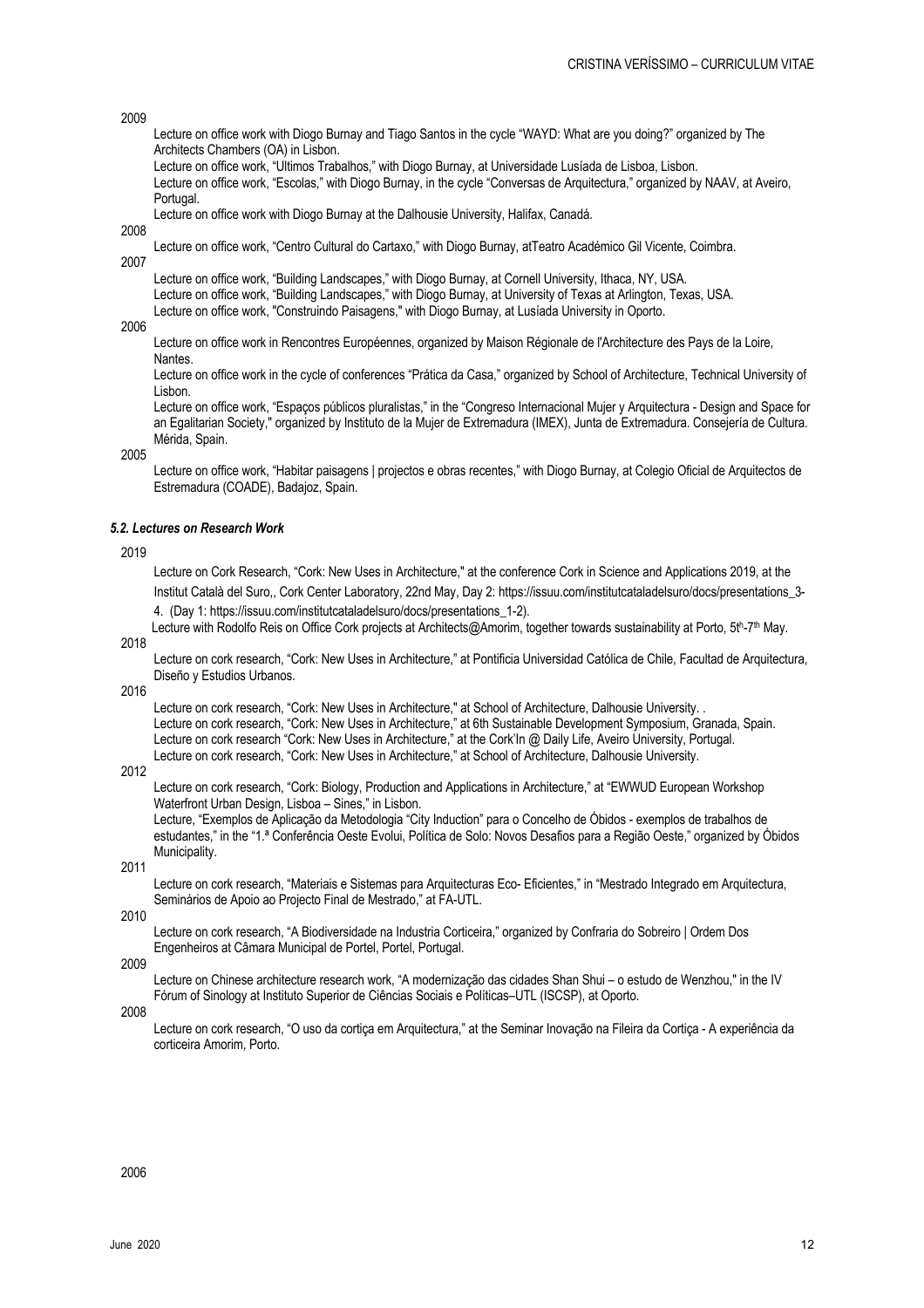2009

Lecture on office work with Diogo Burnay and Tiago Santos in the cycle "WAYD: What are you doing?" organized by The Architects Chambers (OA) in Lisbon.

Lecture on office work, "Ultimos Trabalhos," with Diogo Burnay, at Universidade Lusíada de Lisboa, Lisbon.

Lecture on office work, "Escolas," with Diogo Burnay, in the cycle "Conversas de Arquitectura," organized by NAAV, at Aveiro, Portugal.

Lecture on office work with Diogo Burnay at the Dalhousie University, Halifax, Canadá.

2008

Lecture on office work, "Centro Cultural do Cartaxo," with Diogo Burnay, atTeatro Académico Gil Vicente, Coimbra.

2007

Lecture on office work, "Building Landscapes," with Diogo Burnay, at Cornell University, Ithaca, NY, USA.

Lecture on office work, "Building Landscapes," with Diogo Burnay, at University of Texas at Arlington, Texas, USA.

Lecture on office work, "Construindo Paisagens," with Diogo Burnay, at Lusíada University in Oporto.

2006

Lecture on office work in Rencontres Européennes, organized by Maison Régionale de l'Architecture des Pays de la Loire, Nantes.

Lecture on office work in the cycle of conferences "Prática da Casa," organized by School of Architecture, Technical University of Lisbon.

Lecture on office work, "Espaços públicos pluralistas," in the "Congreso Internacional Mujer y Arquitectura - Design and Space for an Egalitarian Society," organized by Instituto de la Mujer de Extremadura (IMEX), Junta de Extremadura. Consejería de Cultura. Mérida, Spain.

2005

Lecture on office work, "Habitar paisagens | projectos e obras recentes," with Diogo Burnay, at Colegio Oficial de Arquitectos de Estremadura (COADE), Badajoz, Spain.

### *5.2. Lectures on Research Work*

2019

Lecture on Cork Research, "Cork: New Uses in Architecture," at the conference Cork in Science and Applications 2019, at the Institut Català del Suro,, Cork Center Laboratory, 22nd May, Day 2: https://issuu.com/institutcataladelsuro/docs/presentations_3-4. (Day 1: https://issuu.com/institutcataladelsuro/docs/presentations_1-2).

Lecture with Rodolfo Reis on Office Cork projects at Architects@Amorim, together towards sustainability at Porto, 5th-7th May.

2018

Lecture on cork research, "Cork: New Uses in Architecture," at Pontificia Universidad Católica de Chile, Facultad de Arquitectura, Diseño y Estudios Urbanos.

2016

Lecture on cork research, "Cork: New Uses in Architecture," at School of Architecture, Dalhousie University. .

Lecture on cork research, "Cork: New Uses in Architecture," at 6th Sustainable Development Symposium, Granada, Spain.

Lecture on cork research "Cork: New Uses in Architecture," at the Cork'In @ Daily Life, Aveiro University, Portugal.

Lecture on cork research, "Cork: New Uses in Architecture," at School of Architecture, Dalhousie University.

2012

Lecture on cork research, "Cork: Biology, Production and Applications in Architecture," at "EWWUD European Workshop Waterfront Urban Design, Lisboa – Sines," in Lisbon.

Lecture, "Exemplos de Aplicação da Metodologia "City Induction" para o Concelho de Óbidos - exemplos de trabalhos de estudantes," in the "1.ª Conferência Oeste Evolui, Política de Solo: Novos Desafios para a Região Oeste," organized by Óbidos Municipality.

2011

Lecture on cork research, "Materiais e Sistemas para Arquitecturas Eco- Eficientes," in "Mestrado Integrado em Arquitectura, Seminários de Apoio ao Projecto Final de Mestrado," at FA-UTL.

2010

Lecture on cork research, "A Biodiversidade na Industria Corticeira," organized by Confraria do Sobreiro | Ordem Dos Engenheiros at Câmara Municipal de Portel, Portel, Portugal.

2009

Lecture on Chinese architecture research work, "A modernização das cidades Shan Shui – o estudo de Wenzhou," in the IV Fórum of Sinology at Instituto Superior de Ciências Sociais e Políticas–UTL (ISCSP), at Oporto.

2008

Lecture on cork research, "O uso da cortiça em Arquitectura," at the Seminar Inovação na Fileira da Cortiça - A experiência da corticeira Amorim, Porto.

2006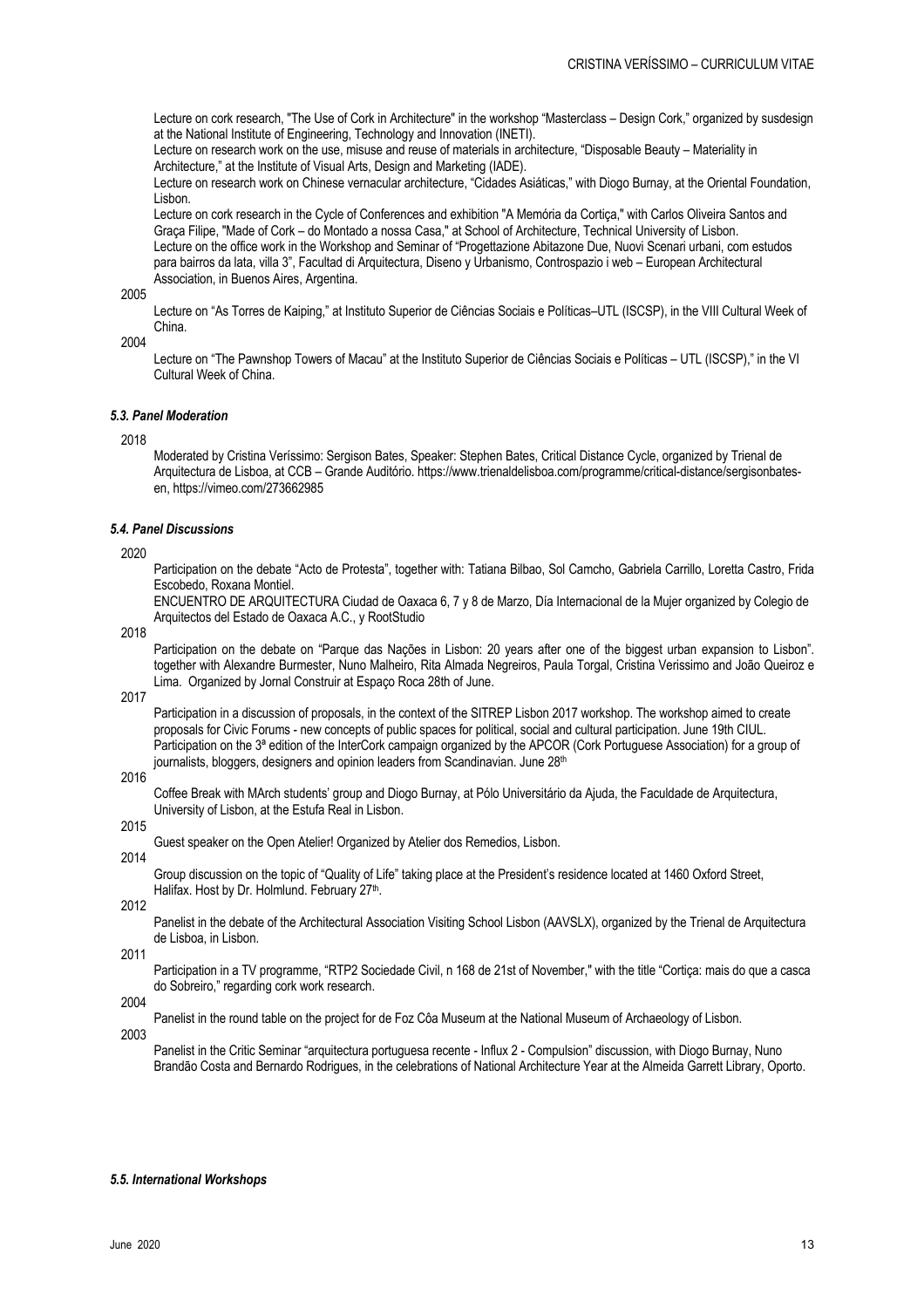Lecture on cork research, "The Use of Cork in Architecture" in the workshop "Masterclass – Design Cork," organized by susdesign at the National Institute of Engineering, Technology and Innovation (INETI).

Lecture on research work on the use, misuse and reuse of materials in architecture, "Disposable Beauty – Materiality in Architecture," at the Institute of Visual Arts, Design and Marketing (IADE).

Lecture on research work on Chinese vernacular architecture, "Cidades Asiáticas," with Diogo Burnay, at the Oriental Foundation, Lisbon.

Lecture on cork research in the Cycle of Conferences and exhibition "A Memória da Cortiça," with Carlos Oliveira Santos and Graça Filipe, "Made of Cork – do Montado a nossa Casa," at School of Architecture, Technical University of Lisbon.

Lecture on the office work in the Workshop and Seminar of "Progettazione Abitazone Due, Nuovi Scenari urbani, com estudos para bairros da lata, villa 3", Facultad di Arquitectura, Diseno y Urbanismo, Controspazio i web – European Architectural Association, in Buenos Aires, Argentina.

2005

Lecture on "As Torres de Kaiping," at Instituto Superior de Ciências Sociais e Políticas–UTL (ISCSP), in the VIII Cultural Week of China.

2004

Lecture on "The Pawnshop Towers of Macau" at the Instituto Superior de Ciências Sociais e Políticas – UTL (ISCSP)," in the VI Cultural Week of China.

### *5.3. Panel Moderation*

2018

Moderated by Cristina Veríssimo: Sergison Bates, Speaker: Stephen Bates, Critical Distance Cycle, organized by Trienal de Arquitectura de Lisboa, at CCB – Grande Auditório. https://www.trienaldelisboa.com/programme/critical-distance/sergisonbates-en, https://vimeo.com/273662985

### *5.4. Panel Discussions*

2020

Participation on the debate "Acto de Protesta", together with: Tatiana Bilbao, Sol Camcho, Gabriela Carrillo, Loretta Castro, Frida Escobedo, Roxana Montiel.

ENCUENTRO DE ARQUITECTURA Ciudad de Oaxaca 6, 7 y 8 de Marzo, Día Internacional de la Mujer organized by Colegio de Arquitectos del Estado de Oaxaca A.C., y RootStudio

2018

Participation on the debate on "Parque das Nações in Lisbon: 20 years after one of the biggest urban expansion to Lisbon". together with Alexandre Burmester, Nuno Malheiro, Rita Almada Negreiros, Paula Torgal, Cristina Verissimo and João Queiroz e Lima. Organized by Jornal Construir at Espaço Roca 28th of June.

2017

Participation in a discussion of proposals, in the context of the SITREP Lisbon 2017 workshop. The workshop aimed to create proposals for Civic Forums - new concepts of public spaces for political, social and cultural participation. June 19th CIUL.

Participation on the 3ª edition of the InterCork campaign organized by the APCOR (Cork Portuguese Association) for a group of journalists, bloggers, designers and opinion leaders from Scandinavian. June 28th

2016

Coffee Break with MArch students' group and Diogo Burnay, at Pólo Universitário da Ajuda, the Faculdade de Arquitectura, University of Lisbon, at the Estufa Real in Lisbon.

2015

Guest speaker on the Open Atelier! Organized by Atelier dos Remedios, Lisbon.

2014

Group discussion on the topic of "Quality of Life" taking place at the President's residence located at 1460 Oxford Street, Halifax. Host by Dr. Holmlund. February 27th.

2012

Panelist in the debate of the Architectural Association Visiting School Lisbon (AAVSLX), organized by the Trienal de Arquitectura de Lisboa, in Lisbon.

2011

Participation in a TV programme, "RTP2 Sociedade Civil, n 168 de 21st of November," with the title "Cortiça: mais do que a casca do Sobreiro," regarding cork work research.

2004

Panelist in the round table on the project for de Foz Côa Museum at the National Museum of Archaeology of Lisbon.

2003

Panelist in the Critic Seminar "arquitectura portuguesa recente - Influx 2 - Compulsion" discussion, with Diogo Burnay, Nuno Brandão Costa and Bernardo Rodrigues, in the celebrations of National Architecture Year at the Almeida Garrett Library, Oporto.

### *5.5. International Workshops*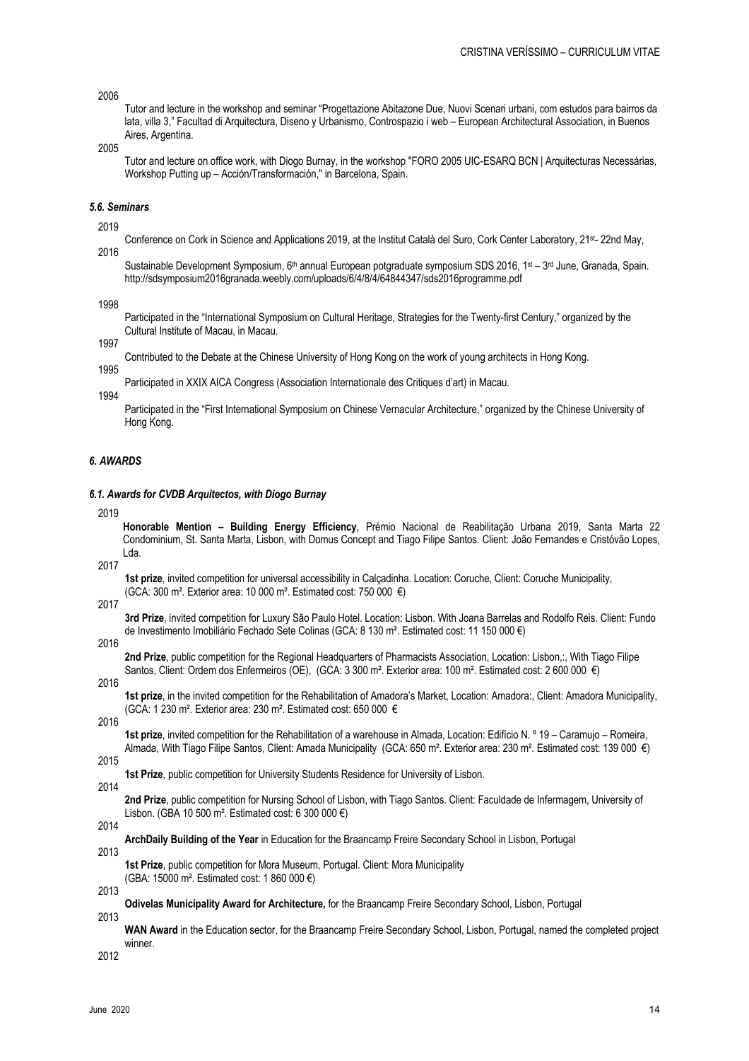2006

Tutor and lecture in the workshop and seminar "Progettazione Abitazone Due, Nuovi Scenari urbani, com estudos para bairros da lata, villa 3," Facultad di Arquitectura, Diseno y Urbanismo, Controspazio i web – European Architectural Association, in Buenos Aires, Argentina.

2005

Tutor and lecture on office work, with Diogo Burnay, in the workshop "FORO 2005 UIC-ESARQ BCN | Arquitecturas Necessárias, Workshop Putting up – Acción/Transformación," in Barcelona, Spain.

### *5.6. Seminars*

2019

Conference on Cork in Science and Applications 2019, at the Institut Català del Suro, Cork Center Laboratory, 21st- 22nd May,

2016

Sustainable Development Symposium, 6th annual European potgraduate symposium SDS 2016, 1st – 3rd June, Granada, Spain. http://sdsymposium2016granada.weebly.com/uploads/6/4/8/4/64844347/sds2016programme.pdf

1998

Participated in the "International Symposium on Cultural Heritage, Strategies for the Twenty-first Century," organized by the Cultural Institute of Macau, in Macau.

1997

Contributed to the Debate at the Chinese University of Hong Kong on the work of young architects in Hong Kong.

1995

Participated in XXIX AICA Congress (Association Internationale des Critiques d'art) in Macau.

1994

Participated in the "First International Symposium on Chinese Vernacular Architecture," organized by the Chinese University of Hong Kong.

## *6. AWARDS*

### *6.1. Awards for CVDB Arquitectos, with Diogo Burnay*

2019

**Honorable Mention – Building Energy Efficiency**, Prémio Nacional de Reabilitação Urbana 2019, Santa Marta 22 Condominium, St. Santa Marta, Lisbon, with Domus Concept and Tiago Filipe Santos. Client: João Fernandes e Cristóvão Lopes, Lda.

2017

**1st prize**, invited competition for universal accessibility in Calçadinha. Location: Coruche, Client: Coruche Municipality, (GCA: 300 m². Exterior area: 10 000 m². Estimated cost: 750 000 €)

2017

**3rd Prize**, invited competition for Luxury São Paulo Hotel. Location: Lisbon. With Joana Barrelas and Rodolfo Reis. Client: Fundo de Investimento Imobiliário Fechado Sete Colinas (GCA: 8 130 m². Estimated cost: 11 150 000 €)

2016

**2nd Prize**, public competition for the Regional Headquarters of Pharmacists Association, Location: Lisbon,:, With Tiago Filipe Santos, Client: Ordem dos Enfermeiros (OE), (GCA: 3 300 m². Exterior area: 100 m². Estimated cost: 2 600 000 €)

2016

**1st prize**, in the invited competition for the Rehabilitation of Amadora's Market, Location: Amadora:, Client: Amadora Municipality, (GCA: 1 230 m². Exterior area: 230 m². Estimated cost: 650 000 €

2016

**1st prize**, invited competition for the Rehabilitation of a warehouse in Almada, Location: Edifício N. º 19 – Caramujo – Romeira, Almada, With Tiago Filipe Santos, Client: Amada Municipality (GCA: 650 m². Exterior area: 230 m². Estimated cost: 139 000 €)

2015

**1st Prize**, public competition for University Students Residence for University of Lisbon.

2014

**2nd Prize**, public competition for Nursing School of Lisbon, with Tiago Santos. Client: Faculdade de Infermagem, University of Lisbon. (GBA 10 500 m². Estimated cost: 6 300 000 €)

2014

**ArchDaily Building of the Year** in Education for the Braancamp Freire Secondary School in Lisbon, Portugal

2013

**1st Prize**, public competition for Mora Museum, Portugal. Client: Mora Municipality (GBA: 15000 m². Estimated cost: 1 860 000 €)

2013

**Odivelas Municipality Award for Architecture,** for the Braancamp Freire Secondary School, Lisbon, Portugal

2013

**WAN Award** in the Education sector, for the Braancamp Freire Secondary School, Lisbon, Portugal, named the completed project winner.

2012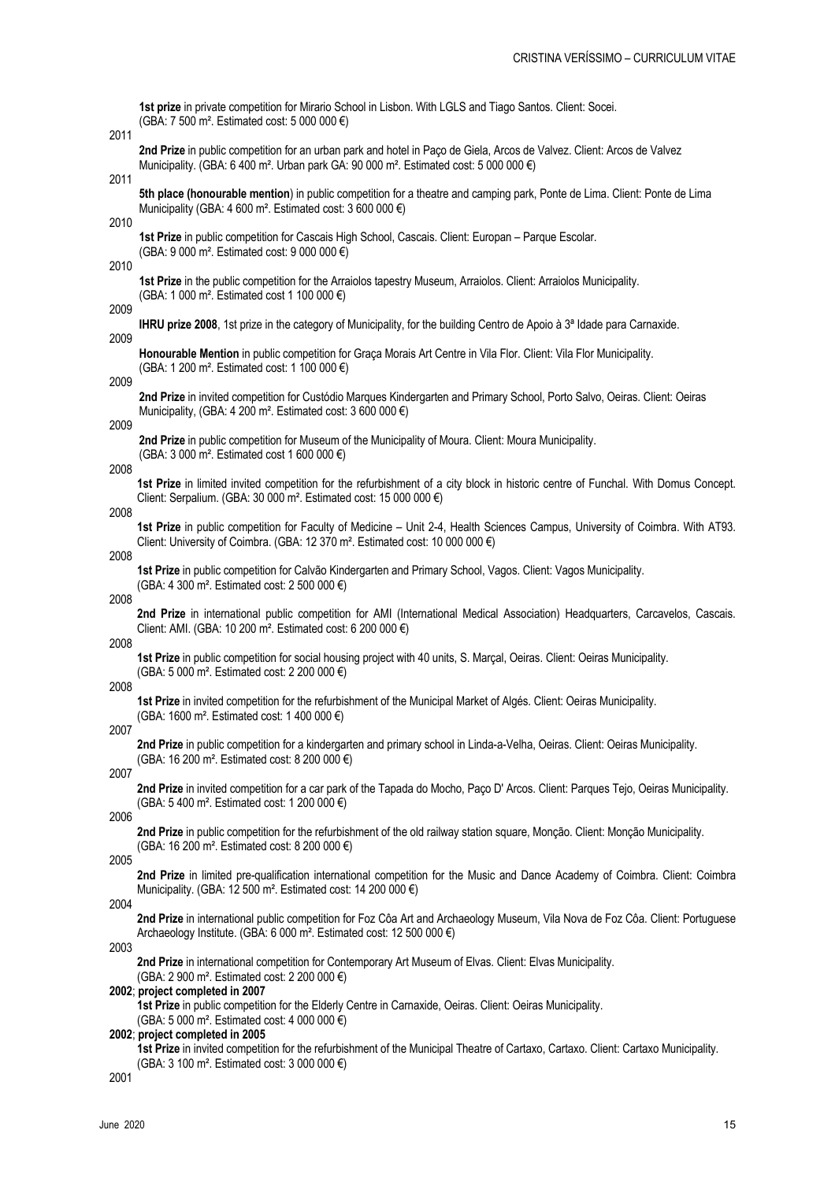**1st prize** in private competition for Mirario School in Lisbon. With LGLS and Tiago Santos. Client: Socei. (GBA: 7 500 m². Estimated cost: 5 000 000 €)

2011

**2nd Prize** in public competition for an urban park and hotel in Paço de Giela, Arcos de Valvez. Client: Arcos de Valvez Municipality. (GBA: 6 400 m². Urban park GA: 90 000 m². Estimated cost: 5 000 000 €)

2011

**5th place (honourable mention**) in public competition for a theatre and camping park, Ponte de Lima. Client: Ponte de Lima Municipality (GBA: 4 600 m². Estimated cost: 3 600 000 €)

2010

**1st Prize** in public competition for Cascais High School, Cascais. Client: Europan – Parque Escolar. (GBA: 9 000 m². Estimated cost: 9 000 000 €)

2010

**1st Prize** in the public competition for the Arraiolos tapestry Museum, Arraiolos. Client: Arraiolos Municipality. (GBA: 1 000 m². Estimated cost 1 100 000 €)

2009

**IHRU prize 2008**, 1st prize in the category of Municipality, for the building Centro de Apoio à 3ª Idade para Carnaxide.

2009

**Honourable Mention** in public competition for Graça Morais Art Centre in Vila Flor. Client: Vila Flor Municipality. (GBA: 1 200 m². Estimated cost: 1 100 000 €)

2009

**2nd Prize** in invited competition for Custódio Marques Kindergarten and Primary School, Porto Salvo, Oeiras. Client: Oeiras Municipality, (GBA: 4 200 m². Estimated cost: 3 600 000 €)

2009

**2nd Prize** in public competition for Museum of the Municipality of Moura. Client: Moura Municipality. (GBA: 3 000 m². Estimated cost 1 600 000 €)

2008

**1st Prize** in limited invited competition for the refurbishment of a city block in historic centre of Funchal. With Domus Concept. Client: Serpalium. (GBA: 30 000 m². Estimated cost: 15 000 000 €)

2008

**1st Prize** in public competition for Faculty of Medicine – Unit 2-4, Health Sciences Campus, University of Coimbra. With AT93. Client: University of Coimbra. (GBA: 12 370 m². Estimated cost: 10 000 000 €)

2008

**1st Prize** in public competition for Calvão Kindergarten and Primary School, Vagos. Client: Vagos Municipality. (GBA: 4 300 m². Estimated cost: 2 500 000 €)

2008

**2nd Prize** in international public competition for AMI (International Medical Association) Headquarters, Carcavelos, Cascais. Client: AMI. (GBA: 10 200 m². Estimated cost: 6 200 000 €)

2008

**1st Prize** in public competition for social housing project with 40 units, S. Marçal, Oeiras. Client: Oeiras Municipality. (GBA: 5 000 m². Estimated cost: 2 200 000 €)

2008

**1st Prize** in invited competition for the refurbishment of the Municipal Market of Algés. Client: Oeiras Municipality. (GBA: 1600 m². Estimated cost: 1 400 000 €)

2007

**2nd Prize** in public competition for a kindergarten and primary school in Linda-a-Velha, Oeiras. Client: Oeiras Municipality. (GBA: 16 200 m². Estimated cost: 8 200 000 €)

2007

**2nd Prize** in invited competition for a car park of the Tapada do Mocho, Paço D' Arcos. Client: Parques Tejo, Oeiras Municipality. (GBA: 5 400 m². Estimated cost: 1 200 000 €)

2006

**2nd Prize** in public competition for the refurbishment of the old railway station square, Monção. Client: Monção Municipality. (GBA: 16 200 m². Estimated cost: 8 200 000 €)

2005

**2nd Prize** in limited pre-qualification international competition for the Music and Dance Academy of Coimbra. Client: Coimbra Municipality. (GBA: 12 500 m². Estimated cost: 14 200 000 €)

2004

**2nd Prize** in international public competition for Foz Côa Art and Archaeology Museum, Vila Nova de Foz Côa. Client: Portuguese Archaeology Institute. (GBA: 6 000 m². Estimated cost: 12 500 000 €)

2003

**2nd Prize** in international competition for Contemporary Art Museum of Elvas. Client: Elvas Municipality. (GBA: 2 900 m². Estimated cost: 2 200 000 €)

**2002**; **project completed in 2007**

**1st Prize** in public competition for the Elderly Centre in Carnaxide, Oeiras. Client: Oeiras Municipality. (GBA: 5 000 m². Estimated cost: 4 000 000 €)

**2002**; **project completed in 2005**

**1st Prize** in invited competition for the refurbishment of the Municipal Theatre of Cartaxo, Cartaxo. Client: Cartaxo Municipality. (GBA: 3 100 m². Estimated cost: 3 000 000 €)

2001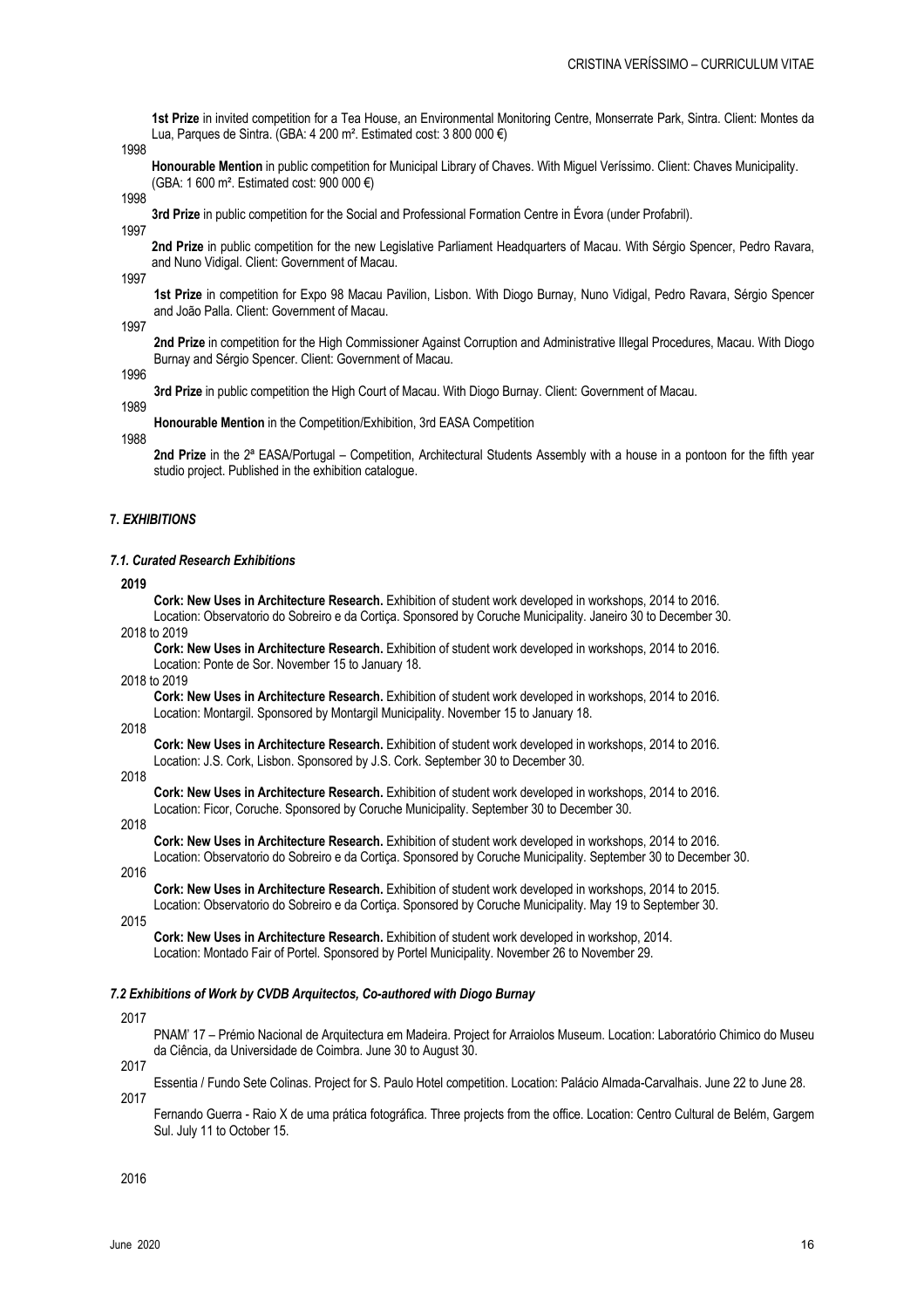**1st Prize** in invited competition for a Tea House, an Environmental Monitoring Centre, Monserrate Park, Sintra. Client: Montes da Lua, Parques de Sintra. (GBA: 4 200 m². Estimated cost: 3 800 000 €)

1998

**Honourable Mention** in public competition for Municipal Library of Chaves. With Miguel Veríssimo. Client: Chaves Municipality. (GBA: 1 600 m². Estimated cost: 900 000 €)

1998

**3rd Prize** in public competition for the Social and Professional Formation Centre in Évora (under Profabril).

1997

**2nd Prize** in public competition for the new Legislative Parliament Headquarters of Macau. With Sérgio Spencer, Pedro Ravara, and Nuno Vidigal. Client: Government of Macau.

1997

**1st Prize** in competition for Expo 98 Macau Pavilion, Lisbon. With Diogo Burnay, Nuno Vidigal, Pedro Ravara, Sérgio Spencer and João Palla. Client: Government of Macau.

1997

**2nd Prize** in competition for the High Commissioner Against Corruption and Administrative Illegal Procedures, Macau. With Diogo Burnay and Sérgio Spencer. Client: Government of Macau.

1996

**3rd Prize** in public competition the High Court of Macau. With Diogo Burnay. Client: Government of Macau.

1989

**Honourable Mention** in the Competition/Exhibition, 3rd EASA Competition

1988

**2nd Prize** in the 2ª EASA/Portugal – Competition, Architectural Students Assembly with a house in a pontoon for the fifth year studio project. Published in the exhibition catalogue.

## 7. *EXHIBITIONS*

### *7.1. Curated Research Exhibitions*

**2019**

**Cork: New Uses in Architecture Research.** Exhibition of student work developed in workshops, 2014 to 2016. Location: Observatorio do Sobreiro e da Cortiça. Sponsored by Coruche Municipality. Janeiro 30 to December 30.

2018 to 2019

**Cork: New Uses in Architecture Research.** Exhibition of student work developed in workshops, 2014 to 2016. Location: Ponte de Sor. November 15 to January 18.

2018 to 2019

**Cork: New Uses in Architecture Research.** Exhibition of student work developed in workshops, 2014 to 2016. Location: Montargil. Sponsored by Montargil Municipality. November 15 to January 18.

2018

**Cork: New Uses in Architecture Research.** Exhibition of student work developed in workshops, 2014 to 2016. Location: J.S. Cork, Lisbon. Sponsored by J.S. Cork. September 30 to December 30.

2018

**Cork: New Uses in Architecture Research.** Exhibition of student work developed in workshops, 2014 to 2016. Location: Ficor, Coruche. Sponsored by Coruche Municipality. September 30 to December 30.

2018

**Cork: New Uses in Architecture Research.** Exhibition of student work developed in workshops, 2014 to 2016. Location: Observatorio do Sobreiro e da Cortiça. Sponsored by Coruche Municipality. September 30 to December 30.

2016

**Cork: New Uses in Architecture Research.** Exhibition of student work developed in workshops, 2014 to 2015. Location: Observatorio do Sobreiro e da Cortiça. Sponsored by Coruche Municipality. May 19 to September 30.

2015

**Cork: New Uses in Architecture Research.** Exhibition of student work developed in workshop, 2014. Location: Montado Fair of Portel. Sponsored by Portel Municipality. November 26 to November 29.

### *7.2 Exhibitions of Work by CVDB Arquitectos, Co-authored with Diogo Burnay*

2017

PNAM' 17 – Prémio Nacional de Arquitectura em Madeira. Project for Arraiolos Museum. Location: Laboratório Chimico do Museu da Ciência, da Universidade de Coimbra. June 30 to August 30.

2017

Essentia / Fundo Sete Colinas. Project for S. Paulo Hotel competition. Location: Palácio Almada-Carvalhais. June 22 to June 28.

2017

Fernando Guerra - Raio X de uma prática fotográfica. Three projects from the office. Location: Centro Cultural de Belém, Gargem Sul. July 11 to October 15.

2016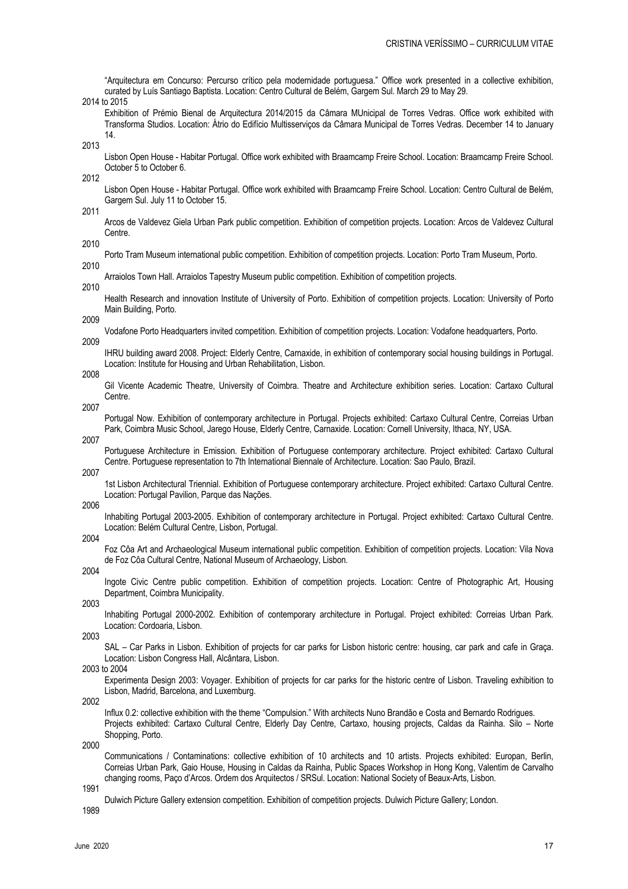"Arquitectura em Concurso: Percurso crítico pela modernidade portuguesa." Office work presented in a collective exhibition, curated by Luís Santiago Baptista. Location: Centro Cultural de Belém, Gargem Sul. March 29 to May 29.

2014 to 2015

Exhibition of Prémio Bienal de Arquitectura 2014/2015 da Câmara MUnicipal de Torres Vedras. Office work exhibited with Transforma Studios. Location: Átrio do Edifício Multisserviços da Câmara Municipal de Torres Vedras. December 14 to January 14.

2013

Lisbon Open House - Habitar Portugal. Office work exhibited with Braamcamp Freire School. Location: Braamcamp Freire School. October 5 to October 6.

2012

Lisbon Open House - Habitar Portugal. Office work exhibited with Braamcamp Freire School. Location: Centro Cultural de Belém, Gargem Sul. July 11 to October 15.

2011

Arcos de Valdevez Giela Urban Park public competition. Exhibition of competition projects. Location: Arcos de Valdevez Cultural Centre.

2010

Porto Tram Museum international public competition. Exhibition of competition projects. Location: Porto Tram Museum, Porto.

2010

Arraiolos Town Hall. Arraiolos Tapestry Museum public competition. Exhibition of competition projects.

2010

Health Research and innovation Institute of University of Porto. Exhibition of competition projects. Location: University of Porto Main Building, Porto.

2009

Vodafone Porto Headquarters invited competition. Exhibition of competition projects. Location: Vodafone headquarters, Porto.

2009

IHRU building award 2008. Project: Elderly Centre, Carnaxide, in exhibition of contemporary social housing buildings in Portugal. Location: Institute for Housing and Urban Rehabilitation, Lisbon.

2008

Gil Vicente Academic Theatre, University of Coimbra. Theatre and Architecture exhibition series. Location: Cartaxo Cultural Centre.

2007

Portugal Now. Exhibition of contemporary architecture in Portugal. Projects exhibited: Cartaxo Cultural Centre, Correias Urban Park, Coimbra Music School, Jarego House, Elderly Centre, Carnaxide. Location: Cornell University, Ithaca, NY, USA.

2007

Portuguese Architecture in Emission. Exhibition of Portuguese contemporary architecture. Project exhibited: Cartaxo Cultural Centre. Portuguese representation to 7th International Biennale of Architecture. Location: Sao Paulo, Brazil.

2007

1st Lisbon Architectural Triennial. Exhibition of Portuguese contemporary architecture. Project exhibited: Cartaxo Cultural Centre. Location: Portugal Pavilion, Parque das Nações.

2006

Inhabiting Portugal 2003-2005. Exhibition of contemporary architecture in Portugal. Project exhibited: Cartaxo Cultural Centre. Location: Belém Cultural Centre, Lisbon, Portugal.

2004

Foz Côa Art and Archaeological Museum international public competition. Exhibition of competition projects. Location: Vila Nova de Foz Côa Cultural Centre, National Museum of Archaeology, Lisbon.

2004

Ingote Civic Centre public competition. Exhibition of competition projects. Location: Centre of Photographic Art, Housing Department, Coimbra Municipality.

2003

Inhabiting Portugal 2000-2002. Exhibition of contemporary architecture in Portugal. Project exhibited: Correias Urban Park. Location: Cordoaria, Lisbon.

2003

SAL – Car Parks in Lisbon. Exhibition of projects for car parks for Lisbon historic centre: housing, car park and cafe in Graça. Location: Lisbon Congress Hall, Alcântara, Lisbon.

2003 to 2004

Experimenta Design 2003: Voyager. Exhibition of projects for car parks for the historic centre of Lisbon. Traveling exhibition to Lisbon, Madrid, Barcelona, and Luxemburg.

2002

Influx 0.2: collective exhibition with the theme "Compulsion." With architects Nuno Brandão e Costa and Bernardo Rodrigues.
Projects exhibited: Cartaxo Cultural Centre, Elderly Day Centre, Cartaxo, housing projects, Caldas da Rainha. Silo – Norte Shopping, Porto.

2000

Communications / Contaminations: collective exhibition of 10 architects and 10 artists. Projects exhibited: Europan, Berlin, Correias Urban Park, Gaio House, Housing in Caldas da Rainha, Public Spaces Workshop in Hong Kong, Valentim de Carvalho changing rooms, Paço d'Arcos. Ordem dos Arquitectos / SRSul. Location: National Society of Beaux-Arts, Lisbon.

1991

Dulwich Picture Gallery extension competition. Exhibition of competition projects. Dulwich Picture Gallery; London.

1989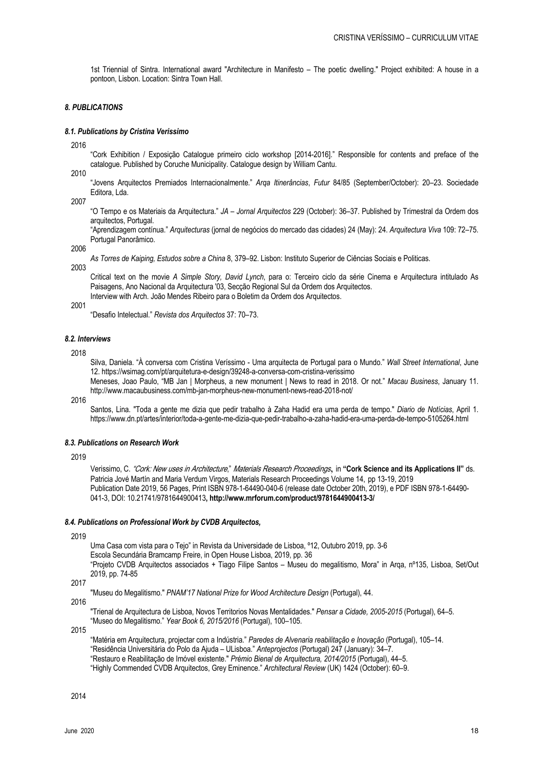1st Triennial of Sintra. International award "Architecture in Manifesto – The poetic dwelling." Project exhibited: A house in a pontoon, Lisbon. Location: Sintra Town Hall.

### *8. PUBLICATIONS*

#### *8.1. Publications by Cristina Verissimo*

2016

"Cork Exhibition / Exposição Catalogue primeiro ciclo workshop [2014-2016]." Responsible for contents and preface of the catalogue. Published by Coruche Municipality. Catalogue design by William Cantu.

2010

"Jovens Arquitectos Premiados Internacionalmente." *Arqa Itinerâncias*, *Futur* 84/85 (September/October): 20–23. Sociedade Editora, Lda.

2007

"O Tempo e os Materiais da Arquitectura." *JA – Jornal Arquitectos* 229 (October): 36–37. Published by Trimestral da Ordem dos arquitectos, Portugal.

"Aprendizagem contínua." *Arquitecturas* (jornal de negócios do mercado das cidades) 24 (May): 24. *Arquitectura Viva* 109: 72–75. Portugal Panorâmico.

2006

*As Torres de Kaiping, Estudos sobre a China* 8, 379–92. Lisbon: Instituto Superior de Ciências Sociais e Politicas.

2003

Critical text on the movie *A Simple Story, David Lynch*, para o: Terceiro ciclo da série Cinema e Arquitectura intitulado As Paisagens, Ano Nacional da Arquitectura '03, Secção Regional Sul da Ordem dos Arquitectos.

Interview with Arch. João Mendes Ribeiro para o Boletim da Ordem dos Arquitectos.

2001

"Desafio Intelectual." *Revista dos Arquitectos* 37: 70–73.

#### *8.2. Interviews*

2018

Silva, Daniela. "À conversa com Cristina Veríssimo - Uma arquitecta de Portugal para o Mundo." *Wall Street International*, June 12. https://wsimag.com/pt/arquitetura-e-design/39248-a-conversa-com-cristina-verissimo

Meneses, Joao Paulo, "MB Jan | Morpheus, a new monument | News to read in 2018. Or not." *Macau Business*, January 11. http://www.macaubusiness.com/mb-jan-morpheus-new-monument-news-read-2018-not/

2016

Santos, Lina. "Toda a gente me dizia que pedir trabalho à Zaha Hadid era uma perda de tempo." *Diario de Notícias*, April 1. https://www.dn.pt/artes/interior/toda-a-gente-me-dizia-que-pedir-trabalho-a-zaha-hadid-era-uma-perda-de-tempo-5105264.html

#### *8.3. Publications on Research Work*

2019

Verissimo, C. *"Cork: New uses in Architecture*," *Materials Research Proceedings***,** in **"Cork Science and its Applications II"** ds. Patricia Jové Martín and Maria Verdum Virgos, Materials Research Proceedings Volume 14, pp 13-19, 2019
Publication Date 2019, 56 Pages, Print ISBN 978-1-64490-040-6 (release date October 20th, 2019), e PDF ISBN 978-1-64490-041-3, DOI: 10.21741/9781644900413**, http://www.mrforum.com/product/9781644900413-3/**

#### *8.4. Publications on Professional Work by CVDB Arquitectos,*

2019

Uma Casa com vista para o Tejo" in Revista da Universidade de Lisboa, º12, Outubro 2019, pp. 3-6

Escola Secundária Bramcamp Freire, in Open House Lisboa, 2019, pp. 36

"Projeto CVDB Arquitectos associados + Tiago Filipe Santos – Museu do megalitismo, Mora" in Arqa, nº135, Lisboa, Set/Out 2019, pp. 74-85

2017

"Museu do Megalitismo." *PNAM'17 National Prize for Wood Architecture Design* (Portugal), 44.

2016

"Trienal de Arquitectura de Lisboa, Novos Territorios Novas Mentalidades." *Pensar a Cidade, 2005-2015* (Portugal), 64–5.

"Museo do Megalitismo." *Year Book 6, 2015/2016* (Portugal), 100–105.

2015

"Matéria em Arquitectura, projectar com a Indústria." *Paredes de Alvenaria reabilitação e Inovação* (Portugal), 105–14.

"Residência Universitária do Polo da Ajuda – ULisboa." *Anteprojectos* (Portugal) 247 (January): 34–7.

"Restauro e Reabilitação de Imóvel existente." *Prémio Bienal de Arquitectura, 2014/2015* (Portugal), 44–5.

"Highly Commended CVDB Arquitectos, Grey Eminence." *Architectural Review* (UK) 1424 (October): 60–9.

2014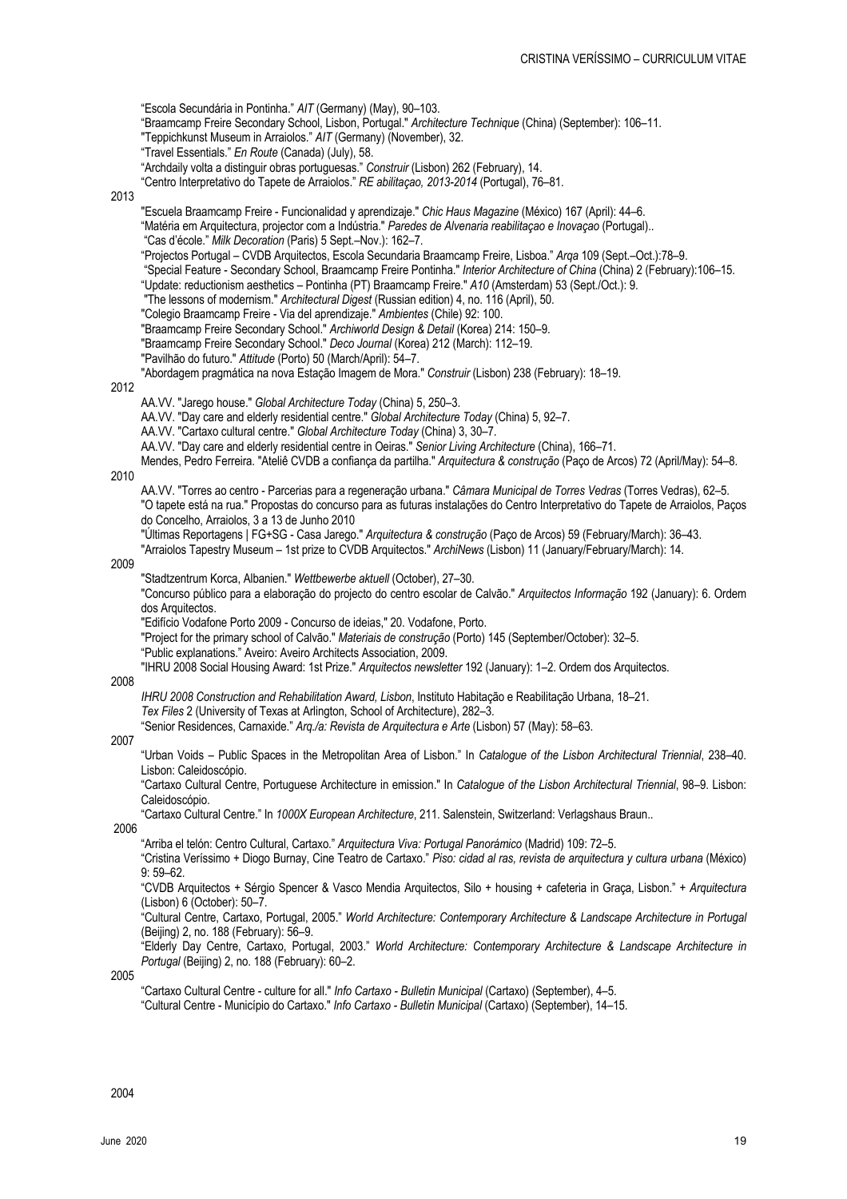"Escola Secundária in Pontinha." *AIT* (Germany) (May), 90–103.

"Braamcamp Freire Secondary School, Lisbon, Portugal." *Architecture Technique* (China) (September): 106–11.

"Teppichkunst Museum in Arraiolos." *AIT* (Germany) (November), 32.

"Travel Essentials." *En Route* (Canada) (July), 58.

"Archdaily volta a distinguir obras portuguesas." *Construir* (Lisbon) 262 (February), 14.

"Centro Interpretativo do Tapete de Arraiolos." *RE abilitaçao, 2013-2014* (Portugal), 76–81.

2013

"Escuela Braamcamp Freire - Funcionalidad y aprendizaje." *Chic Haus Magazine* (México) 167 (April): 44–6.

"Matéria em Arquitectura, projector com a Indústria." *Paredes de Alvenaria reabilitaçao e Inovaçao* (Portugal)..

"Cas d'école." *Milk Decoration* (Paris) 5 Sept.–Nov.): 162–7.

"Projectos Portugal – CVDB Arquitectos, Escola Secundaria Braamcamp Freire, Lisboa." *Arqa* 109 (Sept.–Oct.):78–9.

"Special Feature - Secondary School, Braamcamp Freire Pontinha." *Interior Architecture of China* (China) 2 (February):106–15.

"Update: reductionism aesthetics – Pontinha (PT) Braamcamp Freire." *A10* (Amsterdam) 53 (Sept./Oct.): 9.

"The lessons of modernism." *Architectural Digest* (Russian edition) 4, no. 116 (April), 50.

"Colegio Braamcamp Freire - Via del aprendizaje." *Ambientes* (Chile) 92: 100.

"Braamcamp Freire Secondary School." *Archiworld Design & Detail* (Korea) 214: 150–9.

"Braamcamp Freire Secondary School." *Deco Journal* (Korea) 212 (March): 112–19.

"Pavilhão do futuro." *Attitude* (Porto) 50 (March/April): 54–7.

"Abordagem pragmática na nova Estação Imagem de Mora." *Construir* (Lisbon) 238 (February): 18–19.

2012

AA.VV. "Jarego house." *Global Architecture Today* (China) 5, 250–3.

AA.VV. "Day care and elderly residential centre." *Global Architecture Today* (China) 5, 92–7.

AA.VV. "Cartaxo cultural centre." *Global Architecture Today* (China) 3, 30–7.

AA.VV. "Day care and elderly residential centre in Oeiras." *Senior Living Architecture* (China), 166–71.

Mendes, Pedro Ferreira. "Ateliê CVDB a confiança da partilha." *Arquitectura & construção* (Paço de Arcos) 72 (April/May): 54–8.

2010

AA.VV. "Torres ao centro - Parcerias para a regeneração urbana." *Câmara Municipal de Torres Vedras* (Torres Vedras), 62–5.

"O tapete está na rua." Propostas do concurso para as futuras instalações do Centro Interpretativo do Tapete de Arraiolos, Paços do Concelho, Arraiolos, 3 a 13 de Junho 2010

"Últimas Reportagens | FG+SG - Casa Jarego." *Arquitectura & construção* (Paço de Arcos) 59 (February/March): 36–43.

"Arraiolos Tapestry Museum – 1st prize to CVDB Arquitectos." *ArchiNews* (Lisbon) 11 (January/February/March): 14.

2009

"Stadtzentrum Korca, Albanien." *Wettbewerbe aktuell* (October), 27–30.

"Concurso público para a elaboração do projecto do centro escolar de Calvão." *Arquitectos Informação* 192 (January): 6. Ordem dos Arquitectos.

"Edifício Vodafone Porto 2009 - Concurso de ideias," 20. Vodafone, Porto.

"Project for the primary school of Calvão." *Materiais de construção* (Porto) 145 (September/October): 32–5.

"Public explanations." Aveiro: Aveiro Architects Association, 2009.

"IHRU 2008 Social Housing Award: 1st Prize." *Arquitectos newsletter* 192 (January): 1–2. Ordem dos Arquitectos.

2008

*IHRU 2008 Construction and Rehabilitation Award, Lisbon*, Instituto Habitação e Reabilitação Urbana, 18–21.

*Tex Files* 2 (University of Texas at Arlington, School of Architecture), 282–3.

"Senior Residences, Carnaxide." *Arq./a: Revista de Arquitectura e Arte* (Lisbon) 57 (May): 58–63.

2007

"Urban Voids – Public Spaces in the Metropolitan Area of Lisbon." In *Catalogue of the Lisbon Architectural Triennial*, 238–40. Lisbon: Caleidoscópio.

"Cartaxo Cultural Centre, Portuguese Architecture in emission." In *Catalogue of the Lisbon Architectural Triennial*, 98–9. Lisbon: Caleidoscópio.

"Cartaxo Cultural Centre." In *1000X European Architecture*, 211. Salenstein, Switzerland: Verlagshaus Braun..

2006

"Arriba el telón: Centro Cultural, Cartaxo." *Arquitectura Viva: Portugal Panorámico* (Madrid) 109: 72–5.

"Cristina Veríssimo + Diogo Burnay, Cine Teatro de Cartaxo." *Piso: cidad al ras, revista de arquitectura y cultura urbana* (México) 9: 59–62.

"CVDB Arquitectos + Sérgio Spencer & Vasco Mendia Arquitectos, Silo + housing + cafeteria in Graça, Lisbon." *+ Arquitectura* (Lisbon) 6 (October): 50–7.

"Cultural Centre, Cartaxo, Portugal, 2005." *World Architecture: Contemporary Architecture & Landscape Architecture in Portugal* (Beijing) 2, no. 188 (February): 56–9.

"Elderly Day Centre, Cartaxo, Portugal, 2003." *World Architecture: Contemporary Architecture & Landscape Architecture in Portugal* (Beijing) 2, no. 188 (February): 60–2.

2005

"Cartaxo Cultural Centre - culture for all." *Info Cartaxo - Bulletin Municipal* (Cartaxo) (September), 4–5.

"Cultural Centre - Município do Cartaxo." *Info Cartaxo - Bulletin Municipal* (Cartaxo) (September), 14–15.

2004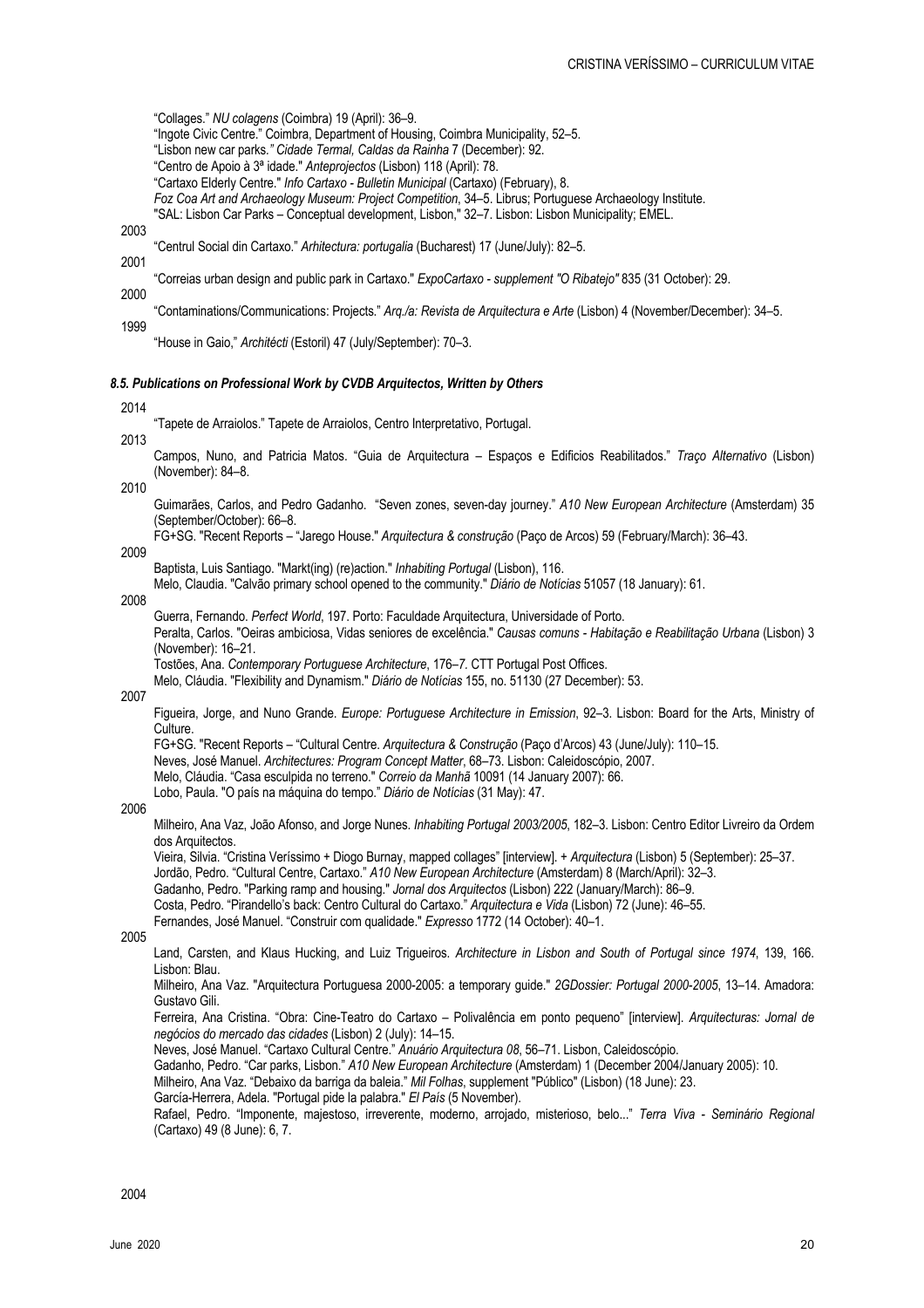"Collages." *NU colagens* (Coimbra) 19 (April): 36–9.
"Ingote Civic Centre." Coimbra, Department of Housing, Coimbra Municipality, 52–5.
"Lisbon new car parks." *Cidade Termal, Caldas da Rainha* 7 (December): 92.
"Centro de Apoio à 3ª idade." *Anteprojectos* (Lisbon) 118 (April): 78.
"Cartaxo Elderly Centre." *Info Cartaxo - Bulletin Municipal* (Cartaxo) (February), 8.
*Foz Coa Art and Archaeology Museum: Project Competition*, 34–5. Librus; Portuguese Archaeology Institute.
"SAL: Lisbon Car Parks – Conceptual development, Lisbon," 32–7. Lisbon: Lisbon Municipality; EMEL.

2003

"Centrul Social din Cartaxo." *Arhitectura: portugalia* (Bucharest) 17 (June/July): 82–5.

2001

"Correias urban design and public park in Cartaxo." *ExpoCartaxo - supplement "O Ribatejo"* 835 (31 October): 29.

2000

"Contaminations/Communications: Projects." *Arq./a: Revista de Arquitectura e Arte* (Lisbon) 4 (November/December): 34–5.

1999

"House in Gaio," *Architécti* (Estoril) 47 (July/September): 70–3.

### *8.5. Publications on Professional Work by CVDB Arquitectos, Written by Others*

2014

"Tapete de Arraiolos." Tapete de Arraiolos, Centro Interpretativo, Portugal.

2013

Campos, Nuno, and Patricia Matos. "Guia de Arquitectura – Espaços e Edifícios Reabilitados." *Traço Alternativo* (Lisbon) (November): 84–8.

2010

Guimarães, Carlos, and Pedro Gadanho. "Seven zones, seven-day journey." *A10 New European Architecture* (Amsterdam) 35 (September/October): 66–8.
FG+SG. "Recent Reports – "Jarego House." *Arquitectura & construção* (Paço de Arcos) 59 (February/March): 36–43.

2009

Baptista, Luis Santiago. "Markt(ing) (re)action." *Inhabiting Portugal* (Lisbon), 116.
Melo, Claudia. "Calvão primary school opened to the community." *Diário de Notícias* 51057 (18 January): 61.

2008

Guerra, Fernando. *Perfect World*, 197. Porto: Faculdade Arquitectura, Universidade of Porto.
Peralta, Carlos. "Oeiras ambiciosa, Vidas seniores de excelência." *Causas comuns - Habitação e Reabilitação Urbana* (Lisbon) 3 (November): 16–21.
Tostões, Ana. *Contemporary Portuguese Architecture*, 176–7. CTT Portugal Post Offices.
Melo, Cláudia. "Flexibility and Dynamism." *Diário de Notícias* 155, no. 51130 (27 December): 53.

2007

Figueira, Jorge, and Nuno Grande. *Europe: Portuguese Architecture in Emission*, 92–3. Lisbon: Board for the Arts, Ministry of Culture.
FG+SG. "Recent Reports – "Cultural Centre. *Arquitectura & Construção* (Paço d'Arcos) 43 (June/July): 110–15.
Neves, José Manuel. *Architectures: Program Concept Matter*, 68–73. Lisbon: Caleidoscópio, 2007.
Melo, Cláudia. "Casa esculpida no terreno." *Correio da Manhã* 10091 (14 January 2007): 66.
Lobo, Paula. "O país na máquina do tempo." *Diário de Notícias* (31 May): 47.

2006

Milheiro, Ana Vaz, João Afonso, and Jorge Nunes. *Inhabiting Portugal 2003/2005*, 182–3. Lisbon: Centro Editor Livreiro da Ordem dos Arquitectos.
Vieira, Silvia. "Cristina Veríssimo + Diogo Burnay, mapped collages" [interview]. *+ Arquitectura* (Lisbon) 5 (September): 25–37.
Jordão, Pedro. "Cultural Centre, Cartaxo." *A10 New European Architecture* (Amsterdam) 8 (March/April): 32–3.
Gadanho, Pedro. "Parking ramp and housing." *Jornal dos Arquitectos* (Lisbon) 222 (January/March): 86–9.
Costa, Pedro. "Pirandello's back: Centro Cultural do Cartaxo." *Arquitectura e Vida* (Lisbon) 72 (June): 46–55.
Fernandes, José Manuel. "Construir com qualidade." *Expresso* 1772 (14 October): 40–1.

2005

Land, Carsten, and Klaus Hucking, and Luiz Trigueiros. *Architecture in Lisbon and South of Portugal since 1974*, 139, 166. Lisbon: Blau.
Milheiro, Ana Vaz. "Arquitectura Portuguesa 2000-2005: a temporary guide." *2GDossier: Portugal 2000-2005*, 13–14. Amadora: Gustavo Gili.
Ferreira, Ana Cristina. "Obra: Cine-Teatro do Cartaxo – Polivalência em ponto pequeno" [interview]. *Arquitecturas: Jornal de negócios do mercado das cidades* (Lisbon) 2 (July): 14–15.
Neves, José Manuel. "Cartaxo Cultural Centre." *Anuário Arquitectura 08*, 56–71. Lisbon, Caleidoscópio.
Gadanho, Pedro. "Car parks, Lisbon." *A10 New European Architecture* (Amsterdam) 1 (December 2004/January 2005): 10.
Milheiro, Ana Vaz. "Debaixo da barriga da baleia." *Mil Folhas*, supplement "Público" (Lisbon) (18 June): 23.
García-Herrera, Adela. "Portugal pide la palabra." *El País* (5 November).
Rafael, Pedro. "Imponente, majestoso, irreverente, moderno, arrojado, misterioso, belo..." *Terra Viva - Seminário Regional* (Cartaxo) 49 (8 June): 6, 7.

2004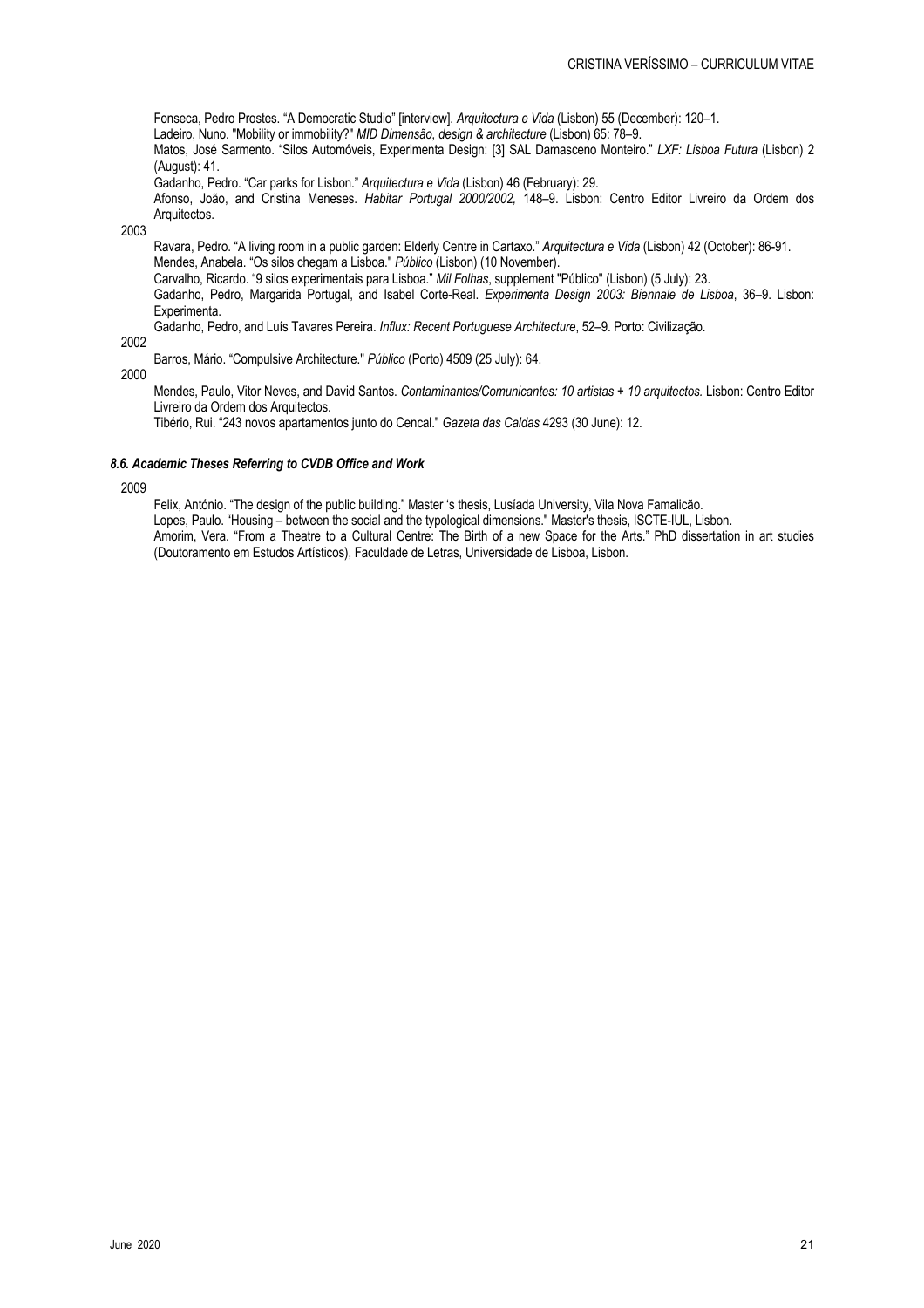Fonseca, Pedro Prostes. “A Democratic Studio” [interview]. *Arquitectura e Vida* (Lisbon) 55 (December): 120–1.

Ladeiro, Nuno. "Mobility or immobility?" *MID Dimensão, design & architecture* (Lisbon) 65: 78–9.

Matos, José Sarmento. “Silos Automóveis, Experimenta Design: [3] SAL Damasceno Monteiro.” *LXF: Lisboa Futura* (Lisbon) 2 (August): 41.

Gadanho, Pedro. “Car parks for Lisbon.” *Arquitectura e Vida* (Lisbon) 46 (February): 29.

Afonso, João, and Cristina Meneses. *Habitar Portugal 2000/2002,* 148–9. Lisbon: Centro Editor Livreiro da Ordem dos Arquitectos.

2003

Ravara, Pedro. “A living room in a public garden: Elderly Centre in Cartaxo.” *Arquitectura e Vida* (Lisbon) 42 (October): 86-91.

Mendes, Anabela. “Os silos chegam a Lisboa." *Público* (Lisbon) (10 November).

Carvalho, Ricardo. “9 silos experimentais para Lisboa.” *Mil Folhas*, supplement "Público" (Lisbon) (5 July): 23.

Gadanho, Pedro, Margarida Portugal, and Isabel Corte-Real. *Experimenta Design 2003: Biennale de Lisboa*, 36–9. Lisbon: Experimenta.

Gadanho, Pedro, and Luís Tavares Pereira. *Influx: Recent Portuguese Architecture*, 52–9. Porto: Civilização.

2002

Barros, Mário. “Compulsive Architecture." *Público* (Porto) 4509 (25 July): 64.

2000

Mendes, Paulo, Vitor Neves, and David Santos. *Contaminantes/Comunicantes: 10 artistas + 10 arquitectos.* Lisbon: Centro Editor Livreiro da Ordem dos Arquitectos.

Tibério, Rui. “243 novos apartamentos junto do Cencal." *Gazeta das Caldas* 4293 (30 June): 12.

#### *8.6. Academic Theses Referring to CVDB Office and Work*

2009

Felix, António. “The design of the public building.” Master ‘s thesis, Lusíada University, Vila Nova Famalicão.

Lopes, Paulo. “Housing – between the social and the typological dimensions." Master's thesis, ISCTE-IUL, Lisbon.

Amorim, Vera. “From a Theatre to a Cultural Centre: The Birth of a new Space for the Arts.” PhD dissertation in art studies (Doutoramento em Estudos Artísticos), Faculdade de Letras, Universidade de Lisboa, Lisbon.